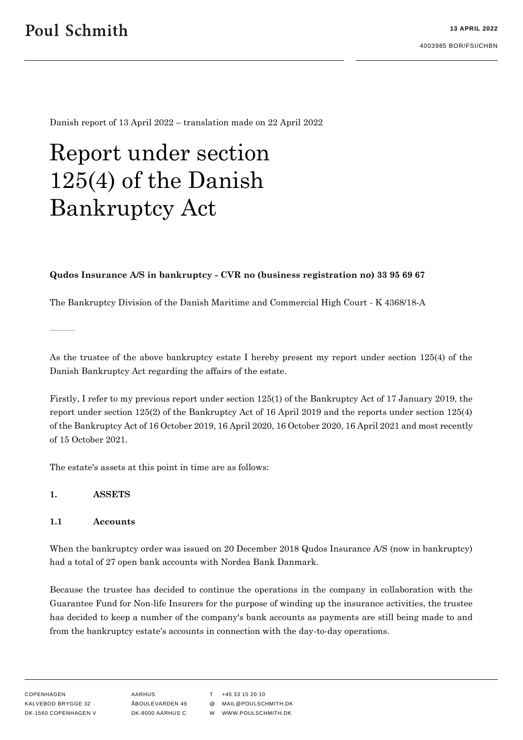Danish report of 13 April 2022 – translation made on 22 April 2022

# Report under section 125(4) of the Danish Bankruptcy Act

**Qudos Insurance A/S in bankruptcy - CVR no (business registration no) 33 95 69 67**

The Bankruptcy Division of the Danish Maritime and Commercial High Court - K 4368/18-A

As the trustee of the above bankruptcy estate I hereby present my report under section 125(4) of the Danish Bankruptcy Act regarding the affairs of the estate.

Firstly, I refer to my previous report under section 125(1) of the Bankruptcy Act of 17 January 2019, the report under section 125(2) of the Bankruptcy Act of 16 April 2019 and the reports under section 125(4) of the Bankruptcy Act of 16 October 2019, 16 April 2020, 16 October 2020, 16 April 2021 and most recently of 15 October 2021.

The estate's assets at this point in time are as follows:

## 1. ASSETS

### 1.1 Accounts

When the bankruptcy order was issued on 20 December 2018 Qudos Insurance A/S (now in bankruptcy) had a total of 27 open bank accounts with Nordea Bank Danmark.

Because the trustee has decided to continue the operations in the company in collaboration with the Guarantee Fund for Non-life Insurers for the purpose of winding up the insurance activities, the trustee has decided to keep a number of the company's bank accounts as payments are still being made to and from the bankruptcy estate's accounts in connection with the day-to-day operations.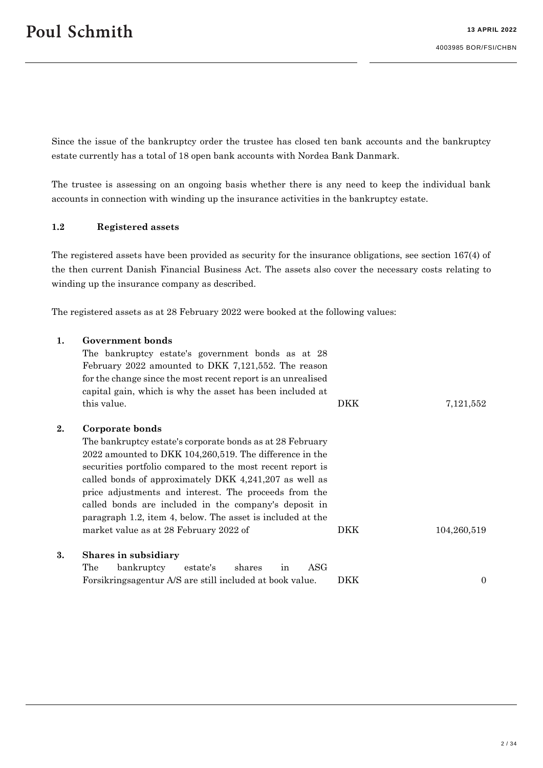Since the issue of the bankruptcy order the trustee has closed ten bank accounts and the bankruptcy estate currently has a total of 18 open bank accounts with Nordea Bank Danmark.

The trustee is assessing on an ongoing basis whether there is any need to keep the individual bank accounts in connection with winding up the insurance activities in the bankruptcy estate.

### 1.2 Registered assets

The registered assets have been provided as security for the insurance obligations, see section 167(4) of the then current Danish Financial Business Act. The assets also cover the necessary costs relating to winding up the insurance company as described.

The registered assets as at 28 February 2022 were booked at the following values:

| | | | |
|---|---|---|---|
| **1.** | **Government bonds**<br>The bankruptcy estate's government bonds as at 28 February 2022 amounted to DKK 7,121,552. The reason for the change since the most recent report is an unrealised capital gain, which is why the asset has been included at this value. | DKK | 7,121,552 |
| **2.** | **Corporate bonds**<br>The bankruptcy estate's corporate bonds as at 28 February 2022 amounted to DKK 104,260,519. The difference in the securities portfolio compared to the most recent report is called bonds of approximately DKK 4,241,207 as well as price adjustments and interest. The proceeds from the called bonds are included in the company's deposit in paragraph 1.2, item 4, below. The asset is included at the market value as at 28 February 2022 of | DKK | 104,260,519 |
| **3.** | **Shares in subsidiary**<br>The bankruptcy estate's shares in ASG Forsikringsagentur A/S are still included at book value. | DKK | 0 |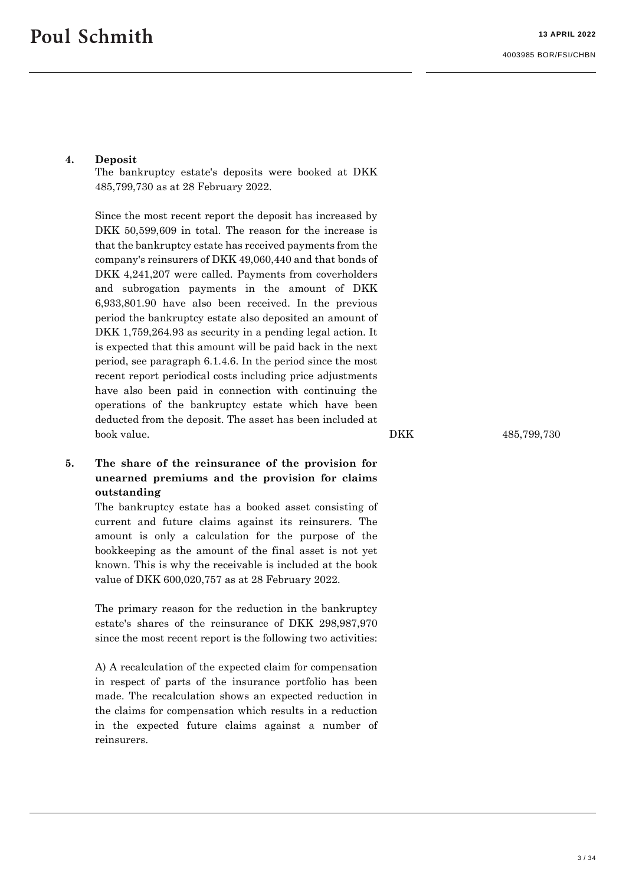**4. Deposit**

The bankruptcy estate's deposits were booked at DKK 485,799,730 as at 28 February 2022.

Since the most recent report the deposit has increased by DKK 50,599,609 in total. The reason for the increase is that the bankruptcy estate has received payments from the company's reinsurers of DKK 49,060,440 and that bonds of DKK 4,241,207 were called. Payments from coverholders and subrogation payments in the amount of DKK 6,933,801.90 have also been received. In the previous period the bankruptcy estate also deposited an amount of DKK 1,759,264.93 as security in a pending legal action. It is expected that this amount will be paid back in the next period, see paragraph 6.1.4.6. In the period since the most recent report periodical costs including price adjustments have also been paid in connection with continuing the operations of the bankruptcy estate which have been deducted from the deposit. The asset has been included at book value. DKK 485,799,730

**5. The share of the reinsurance of the provision for unearned premiums and the provision for claims outstanding**

The bankruptcy estate has a booked asset consisting of current and future claims against its reinsurers. The amount is only a calculation for the purpose of the bookkeeping as the amount of the final asset is not yet known. This is why the receivable is included at the book value of DKK 600,020,757 as at 28 February 2022.

The primary reason for the reduction in the bankruptcy estate's shares of the reinsurance of DKK 298,987,970 since the most recent report is the following two activities:

A) A recalculation of the expected claim for compensation in respect of parts of the insurance portfolio has been made. The recalculation shows an expected reduction in the claims for compensation which results in a reduction in the expected future claims against a number of reinsurers.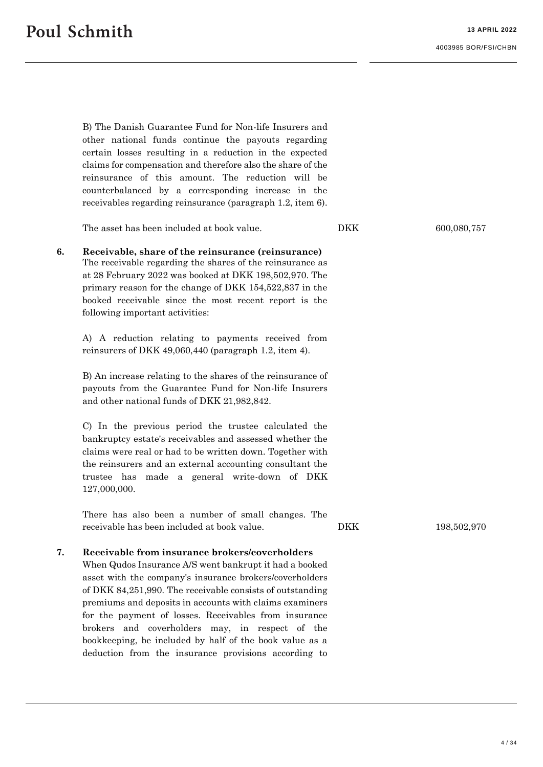B) The Danish Guarantee Fund for Non-life Insurers and other national funds continue the payouts regarding certain losses resulting in a reduction in the expected claims for compensation and therefore also the share of the reinsurance of this amount. The reduction will be counterbalanced by a corresponding increase in the receivables regarding reinsurance (paragraph 1.2, item 6).

| | | |
|---|---|---|
| The asset has been included at book value. | DKK | 600,080,757 |

**6. Receivable, share of the reinsurance (reinsurance)**

The receivable regarding the shares of the reinsurance as at 28 February 2022 was booked at DKK 198,502,970. The primary reason for the change of DKK 154,522,837 in the booked receivable since the most recent report is the following important activities:

A) A reduction relating to payments received from reinsurers of DKK 49,060,440 (paragraph 1.2, item 4).

B) An increase relating to the shares of the reinsurance of payouts from the Guarantee Fund for Non-life Insurers and other national funds of DKK 21,982,842.

C) In the previous period the trustee calculated the bankruptcy estate's receivables and assessed whether the claims were real or had to be written down. Together with the reinsurers and an external accounting consultant the trustee has made a general write-down of DKK 127,000,000.

| | | |
|---|---|---|
| There has also been a number of small changes. The receivable has been included at book value. | DKK | 198,502,970 |

**7. Receivable from insurance brokers/coverholders**

When Qudos Insurance A/S went bankrupt it had a booked asset with the company's insurance brokers/coverholders of DKK 84,251,990. The receivable consists of outstanding premiums and deposits in accounts with claims examiners for the payment of losses. Receivables from insurance brokers and coverholders may, in respect of the bookkeeping, be included by half of the book value as a deduction from the insurance provisions according to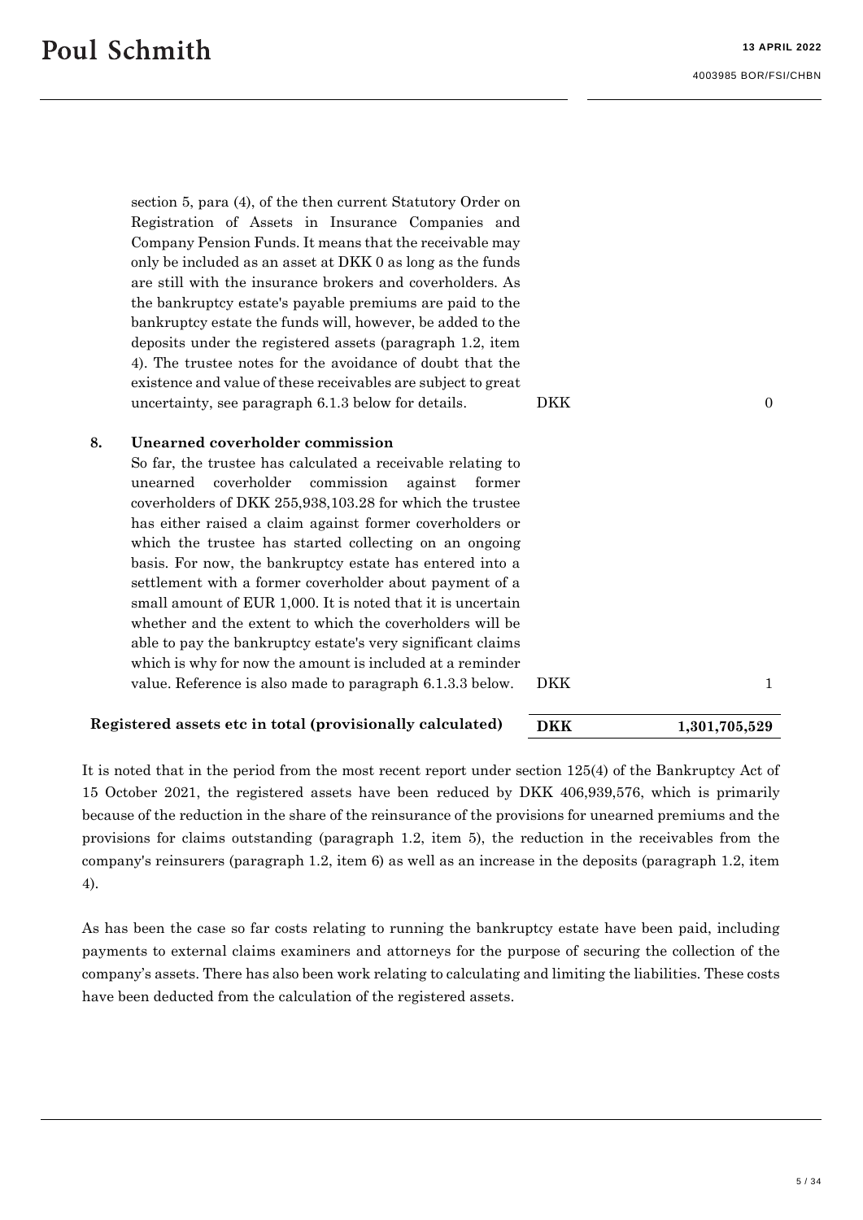section 5, para (4), of the then current Statutory Order on Registration of Assets in Insurance Companies and Company Pension Funds. It means that the receivable may only be included as an asset at DKK 0 as long as the funds are still with the insurance brokers and coverholders. As the bankruptcy estate's payable premiums are paid to the bankruptcy estate the funds will, however, be added to the deposits under the registered assets (paragraph 1.2, item 4). The trustee notes for the avoidance of doubt that the existence and value of these receivables are subject to great uncertainty, see paragraph 6.1.3 below for details. DKK 0

**8. Unearned coverholder commission**

So far, the trustee has calculated a receivable relating to unearned coverholder commission against former coverholders of DKK 255,938,103.28 for which the trustee has either raised a claim against former coverholders or which the trustee has started collecting on an ongoing basis. For now, the bankruptcy estate has entered into a settlement with a former coverholder about payment of a small amount of EUR 1,000. It is noted that it is uncertain whether and the extent to which the coverholders will be able to pay the bankruptcy estate's very significant claims which is why for now the amount is included at a reminder value. Reference is also made to paragraph 6.1.3.3 below. DKK 1

| **Registered assets etc in total (provisionally calculated)** | **DKK** | **1,301,705,529** |
|---|---|---|

It is noted that in the period from the most recent report under section 125(4) of the Bankruptcy Act of 15 October 2021, the registered assets have been reduced by DKK 406,939,576, which is primarily because of the reduction in the share of the reinsurance of the provisions for unearned premiums and the provisions for claims outstanding (paragraph 1.2, item 5), the reduction in the receivables from the company's reinsurers (paragraph 1.2, item 6) as well as an increase in the deposits (paragraph 1.2, item 4).

As has been the case so far costs relating to running the bankruptcy estate have been paid, including payments to external claims examiners and attorneys for the purpose of securing the collection of the company's assets. There has also been work relating to calculating and limiting the liabilities. These costs have been deducted from the calculation of the registered assets.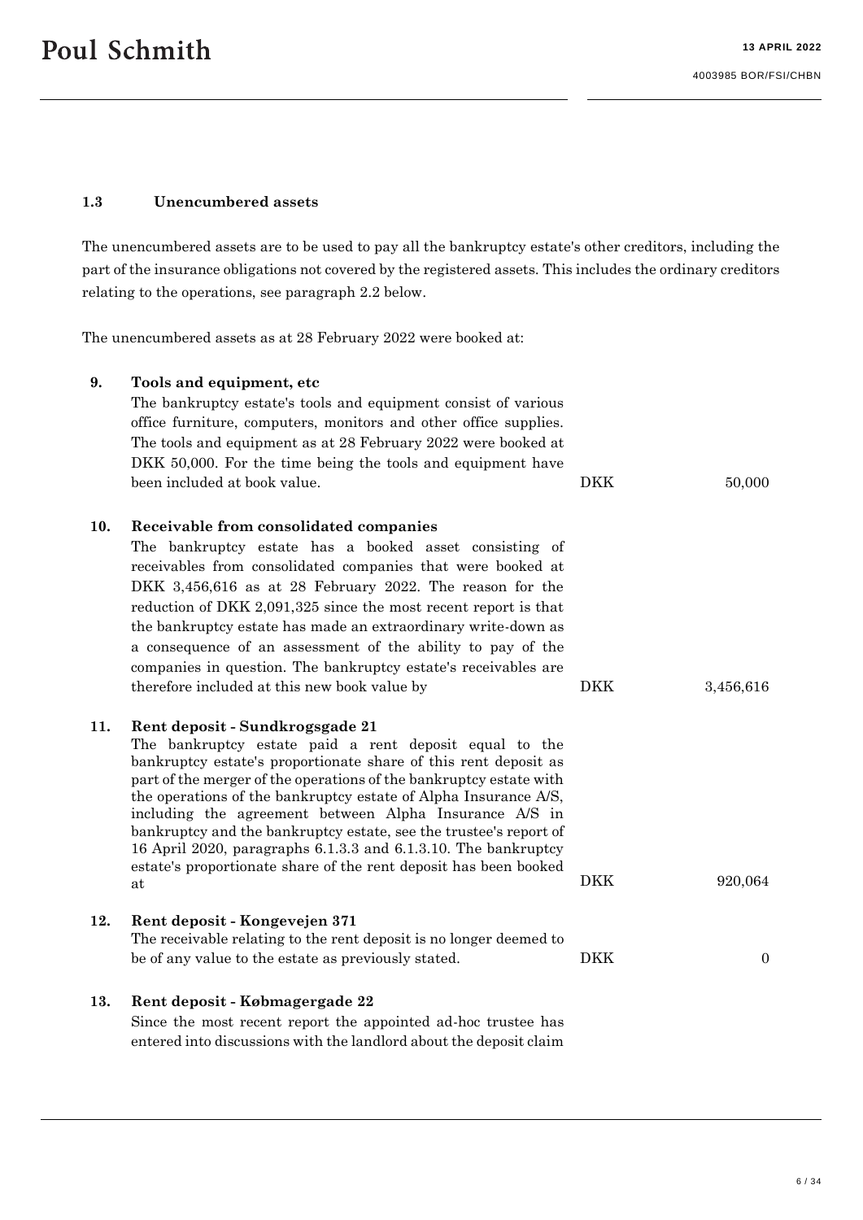### 1.3 Unencumbered assets

The unencumbered assets are to be used to pay all the bankruptcy estate's other creditors, including the part of the insurance obligations not covered by the registered assets. This includes the ordinary creditors relating to the operations, see paragraph 2.2 below.

The unencumbered assets as at 28 February 2022 were booked at:

| | | | |
|---|---|---|---|
| **9.** | **Tools and equipment, etc**<br>The bankruptcy estate's tools and equipment consist of various office furniture, computers, monitors and other office supplies. The tools and equipment as at 28 February 2022 were booked at DKK 50,000. For the time being the tools and equipment have been included at book value. | DKK | 50,000 |
| **10.** | **Receivable from consolidated companies**<br>The bankruptcy estate has a booked asset consisting of receivables from consolidated companies that were booked at DKK 3,456,616 as at 28 February 2022. The reason for the reduction of DKK 2,091,325 since the most recent report is that the bankruptcy estate has made an extraordinary write-down as a consequence of an assessment of the ability to pay of the companies in question. The bankruptcy estate's receivables are therefore included at this new book value by | DKK | 3,456,616 |
| **11.** | **Rent deposit - Sundkrogsgade 21**<br>The bankruptcy estate paid a rent deposit equal to the bankruptcy estate's proportionate share of this rent deposit as part of the merger of the operations of the bankruptcy estate with the operations of the bankruptcy estate of Alpha Insurance A/S, including the agreement between Alpha Insurance A/S in bankruptcy and the bankruptcy estate, see the trustee's report of 16 April 2020, paragraphs 6.1.3.3 and 6.1.3.10. The bankruptcy estate's proportionate share of the rent deposit has been booked at | DKK | 920,064 |
| **12.** | **Rent deposit - Kongevejen 371**<br>The receivable relating to the rent deposit is no longer deemed to be of any value to the estate as previously stated. | DKK | 0 |
| **13.** | **Rent deposit - Købmagergade 22**<br>Since the most recent report the appointed ad-hoc trustee has entered into discussions with the landlord about the deposit claim | | |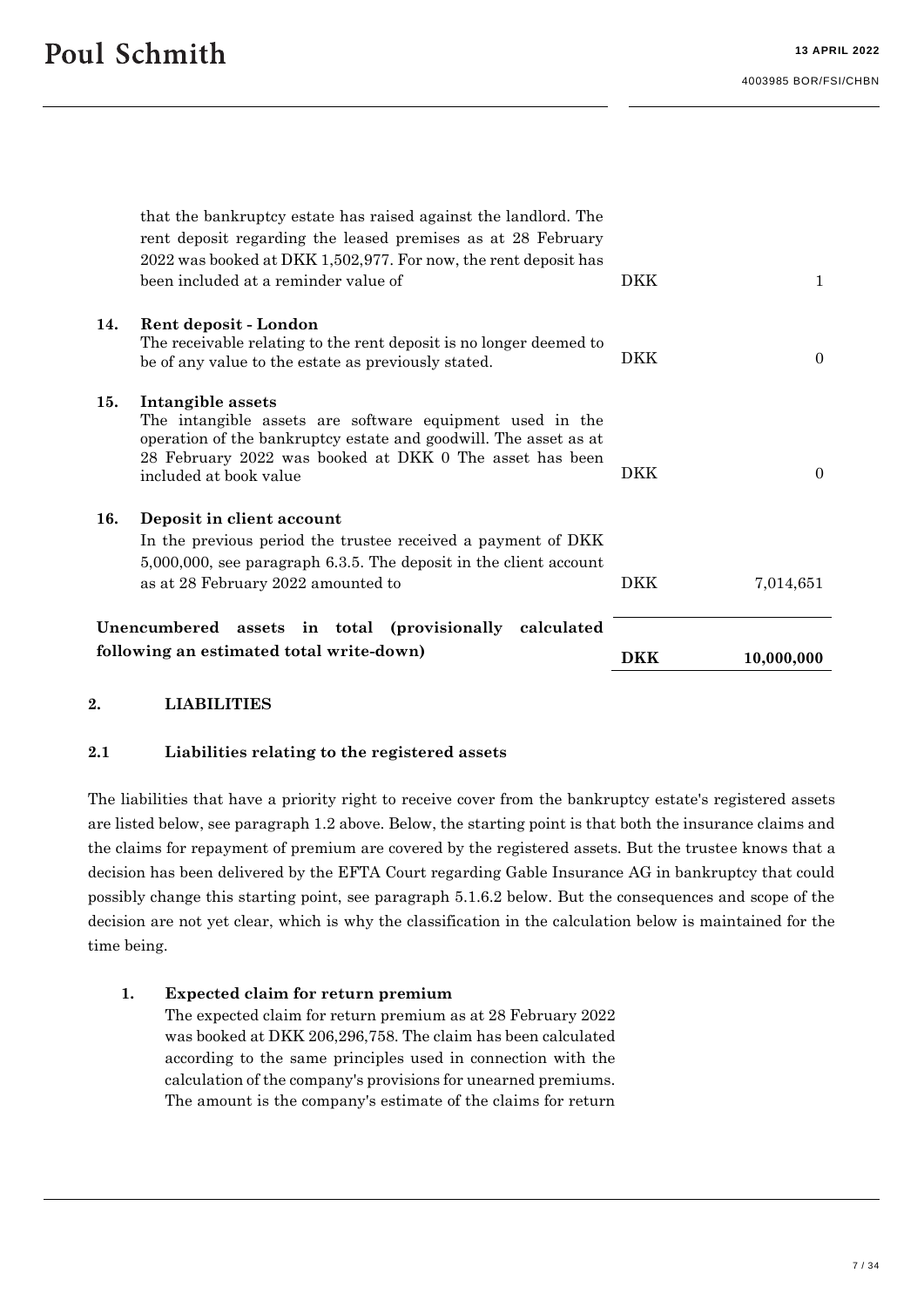| | | | |
|---|---|---|---|
| | that the bankruptcy estate has raised against the landlord. The rent deposit regarding the leased premises as at 28 February 2022 was booked at DKK 1,502,977. For now, the rent deposit has been included at a reminder value of | DKK | 1 |
| **14.** | **Rent deposit - London**<br>The receivable relating to the rent deposit is no longer deemed to be of any value to the estate as previously stated. | DKK | 0 |
| **15.** | **Intangible assets**<br>The intangible assets are software equipment used in the operation of the bankruptcy estate and goodwill. The asset as at 28 February 2022 was booked at DKK 0 The asset has been included at book value | DKK | 0 |
| **16.** | **Deposit in client account**<br>In the previous period the trustee received a payment of DKK 5,000,000, see paragraph 6.3.5. The deposit in the client account as at 28 February 2022 amounted to | DKK | 7,014,651 |
| | **Unencumbered assets in total (provisionally calculated following an estimated total write-down)** | **DKK** | **10,000,000** |

## 2. LIABILITIES

### 2.1 Liabilities relating to the registered assets

The liabilities that have a priority right to receive cover from the bankruptcy estate's registered assets are listed below, see paragraph 1.2 above. Below, the starting point is that both the insurance claims and the claims for repayment of premium are covered by the registered assets. But the trustee knows that a decision has been delivered by the EFTA Court regarding Gable Insurance AG in bankruptcy that could possibly change this starting point, see paragraph 5.1.6.2 below. But the consequences and scope of the decision are not yet clear, which is why the classification in the calculation below is maintained for the time being.

1. **Expected claim for return premium**
   The expected claim for return premium as at 28 February 2022 was booked at DKK 206,296,758. The claim has been calculated according to the same principles used in connection with the calculation of the company's provisions for unearned premiums. The amount is the company's estimate of the claims for return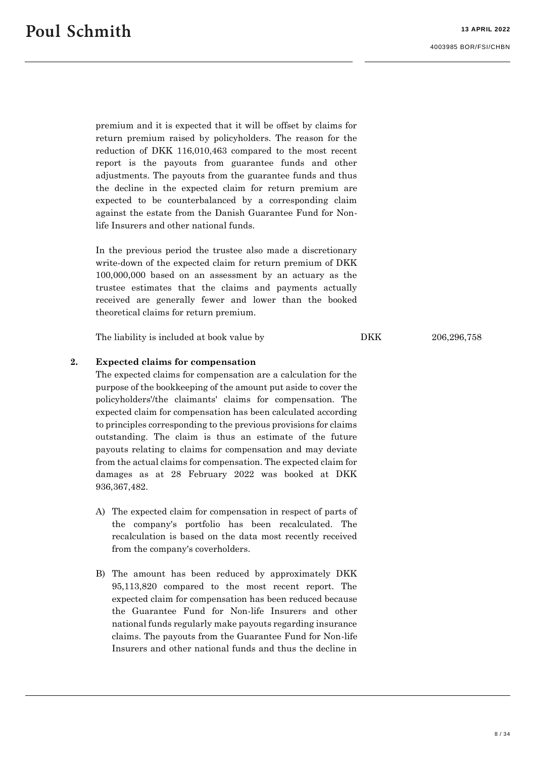premium and it is expected that it will be offset by claims for return premium raised by policyholders. The reason for the reduction of DKK 116,010,463 compared to the most recent report is the payouts from guarantee funds and other adjustments. The payouts from the guarantee funds and thus the decline in the expected claim for return premium are expected to be counterbalanced by a corresponding claim against the estate from the Danish Guarantee Fund for Non-life Insurers and other national funds.

In the previous period the trustee also made a discretionary write-down of the expected claim for return premium of DKK 100,000,000 based on an assessment by an actuary as the trustee estimates that the claims and payments actually received are generally fewer and lower than the booked theoretical claims for return premium.

The liability is included at book value by DKK 206,296,758

**2. Expected claims for compensation**

The expected claims for compensation are a calculation for the purpose of the bookkeeping of the amount put aside to cover the policyholders'/the claimants' claims for compensation. The expected claim for compensation has been calculated according to principles corresponding to the previous provisions for claims outstanding. The claim is thus an estimate of the future payouts relating to claims for compensation and may deviate from the actual claims for compensation. The expected claim for damages as at 28 February 2022 was booked at DKK 936,367,482.

A) The expected claim for compensation in respect of parts of the company's portfolio has been recalculated. The recalculation is based on the data most recently received from the company's coverholders.

B) The amount has been reduced by approximately DKK 95,113,820 compared to the most recent report. The expected claim for compensation has been reduced because the Guarantee Fund for Non-life Insurers and other national funds regularly make payouts regarding insurance claims. The payouts from the Guarantee Fund for Non-life Insurers and other national funds and thus the decline in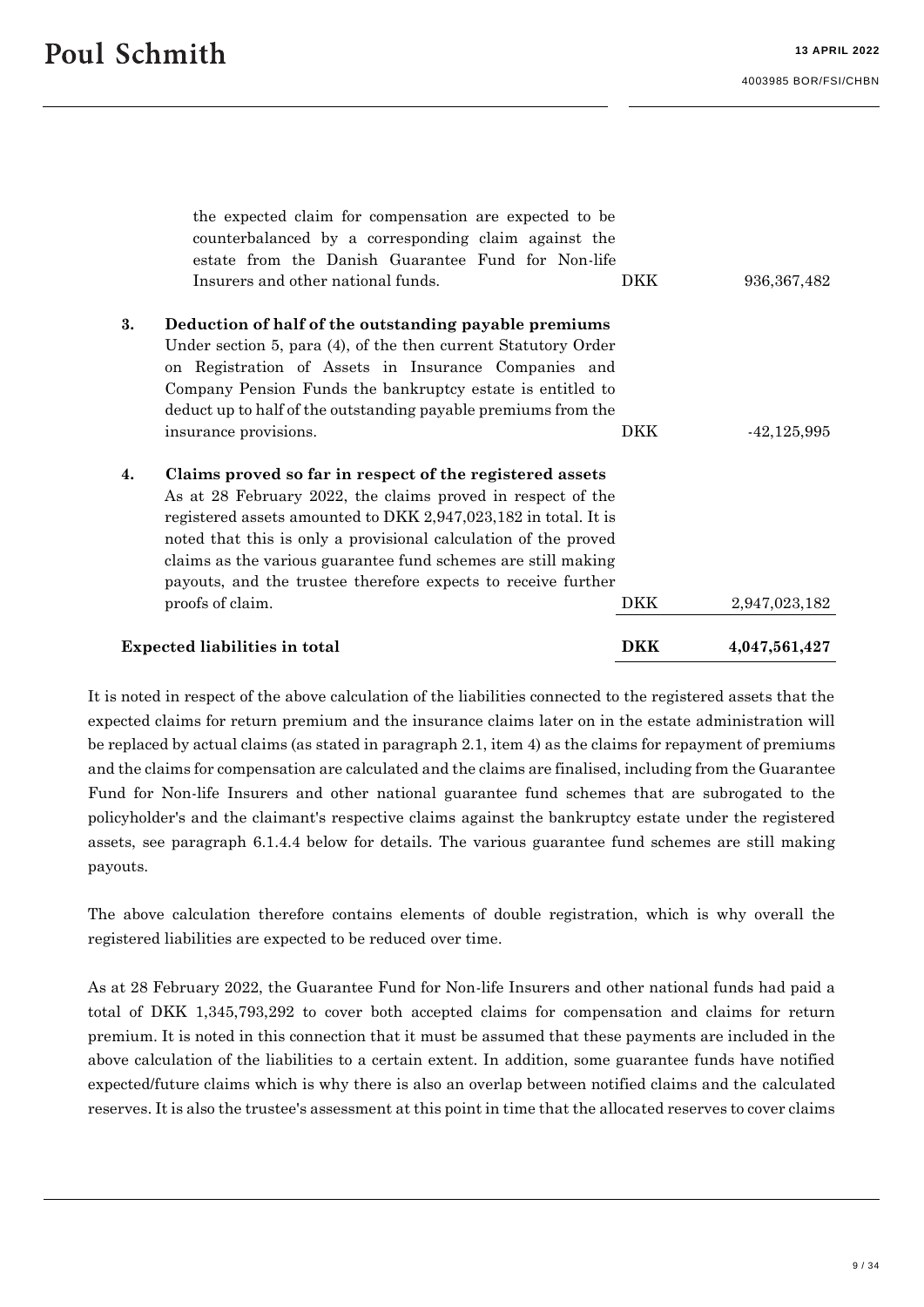| | | | |
|---|---|---|---|
| | the expected claim for compensation are expected to be counterbalanced by a corresponding claim against the estate from the Danish Guarantee Fund for Non-life Insurers and other national funds. | DKK | 936,367,482 |
| **3.** | **Deduction of half of the outstanding payable premiums** Under section 5, para (4), of the then current Statutory Order on Registration of Assets in Insurance Companies and Company Pension Funds the bankruptcy estate is entitled to deduct up to half of the outstanding payable premiums from the insurance provisions. | DKK | -42,125,995 |
| **4.** | **Claims proved so far in respect of the registered assets** As at 28 February 2022, the claims proved in respect of the registered assets amounted to DKK 2,947,023,182 in total. It is noted that this is only a provisional calculation of the proved claims as the various guarantee fund schemes are still making payouts, and the trustee therefore expects to receive further proofs of claim. | DKK | 2,947,023,182 |
| **Expected liabilities in total** | | **DKK** | **4,047,561,427** |

It is noted in respect of the above calculation of the liabilities connected to the registered assets that the expected claims for return premium and the insurance claims later on in the estate administration will be replaced by actual claims (as stated in paragraph 2.1, item 4) as the claims for repayment of premiums and the claims for compensation are calculated and the claims are finalised, including from the Guarantee Fund for Non-life Insurers and other national guarantee fund schemes that are subrogated to the policyholder's and the claimant's respective claims against the bankruptcy estate under the registered assets, see paragraph 6.1.4.4 below for details. The various guarantee fund schemes are still making payouts.

The above calculation therefore contains elements of double registration, which is why overall the registered liabilities are expected to be reduced over time.

As at 28 February 2022, the Guarantee Fund for Non-life Insurers and other national funds had paid a total of DKK 1,345,793,292 to cover both accepted claims for compensation and claims for return premium. It is noted in this connection that it must be assumed that these payments are included in the above calculation of the liabilities to a certain extent. In addition, some guarantee funds have notified expected/future claims which is why there is also an overlap between notified claims and the calculated reserves. It is also the trustee's assessment at this point in time that the allocated reserves to cover claims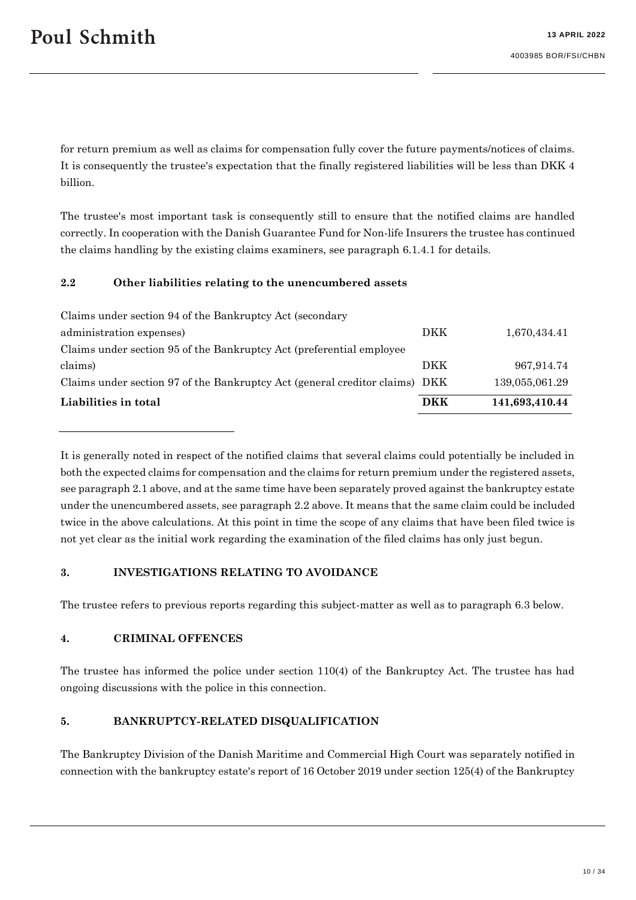for return premium as well as claims for compensation fully cover the future payments/notices of claims. It is consequently the trustee's expectation that the finally registered liabilities will be less than DKK 4 billion.

The trustee's most important task is consequently still to ensure that the notified claims are handled correctly. In cooperation with the Danish Guarantee Fund for Non-life Insurers the trustee has continued the claims handling by the existing claims examiners, see paragraph 6.1.4.1 for details.

### 2.2 Other liabilities relating to the unencumbered assets

| | | |
|---|---|---|
| Claims under section 94 of the Bankruptcy Act (secondary administration expenses) | DKK | 1,670,434.41 |
| Claims under section 95 of the Bankruptcy Act (preferential employee claims) | DKK | 967,914.74 |
| Claims under section 97 of the Bankruptcy Act (general creditor claims) | DKK | 139,055,061.29 |
| **Liabilities in total** | **DKK** | **141,693,410.44** |

It is generally noted in respect of the notified claims that several claims could potentially be included in both the expected claims for compensation and the claims for return premium under the registered assets, see paragraph 2.1 above, and at the same time have been separately proved against the bankruptcy estate under the unencumbered assets, see paragraph 2.2 above. It means that the same claim could be included twice in the above calculations. At this point in time the scope of any claims that have been filed twice is not yet clear as the initial work regarding the examination of the filed claims has only just begun.

## 3. INVESTIGATIONS RELATING TO AVOIDANCE

The trustee refers to previous reports regarding this subject-matter as well as to paragraph 6.3 below.

## 4. CRIMINAL OFFENCES

The trustee has informed the police under section 110(4) of the Bankruptcy Act. The trustee has had ongoing discussions with the police in this connection.

## 5. BANKRUPTCY-RELATED DISQUALIFICATION

The Bankruptcy Division of the Danish Maritime and Commercial High Court was separately notified in connection with the bankruptcy estate's report of 16 October 2019 under section 125(4) of the Bankruptcy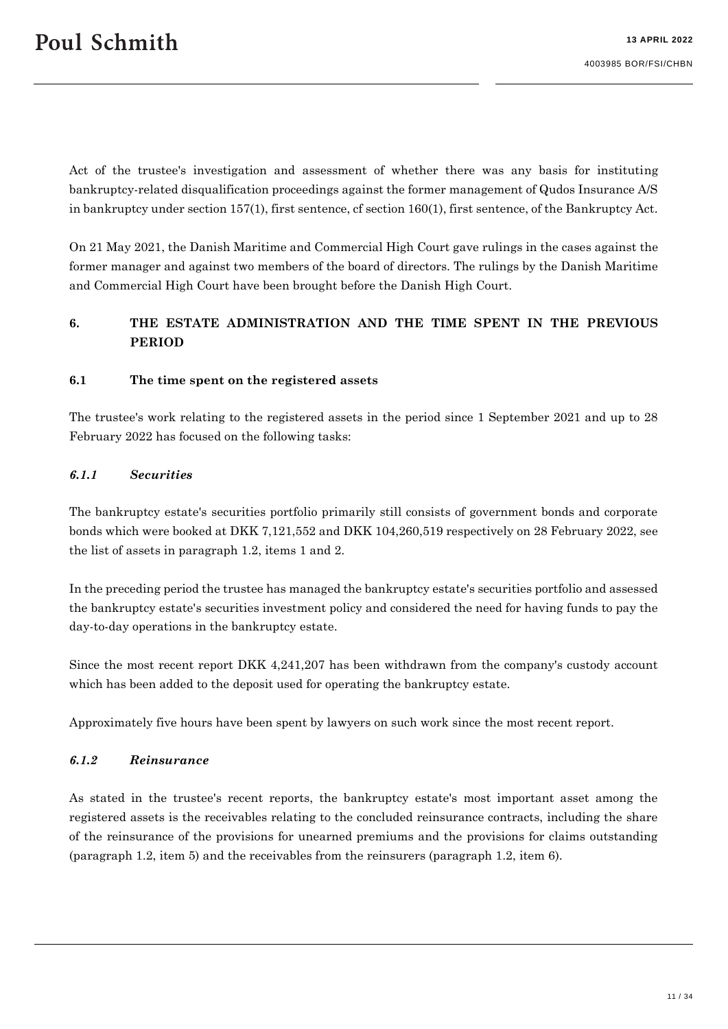Act of the trustee's investigation and assessment of whether there was any basis for instituting bankruptcy-related disqualification proceedings against the former management of Qudos Insurance A/S in bankruptcy under section 157(1), first sentence, cf section 160(1), first sentence, of the Bankruptcy Act.

On 21 May 2021, the Danish Maritime and Commercial High Court gave rulings in the cases against the former manager and against two members of the board of directors. The rulings by the Danish Maritime and Commercial High Court have been brought before the Danish High Court.

## 6. THE ESTATE ADMINISTRATION AND THE TIME SPENT IN THE PREVIOUS PERIOD

### 6.1 The time spent on the registered assets

The trustee's work relating to the registered assets in the period since 1 September 2021 and up to 28 February 2022 has focused on the following tasks:

#### *6.1.1 Securities*

The bankruptcy estate's securities portfolio primarily still consists of government bonds and corporate bonds which were booked at DKK 7,121,552 and DKK 104,260,519 respectively on 28 February 2022, see the list of assets in paragraph 1.2, items 1 and 2.

In the preceding period the trustee has managed the bankruptcy estate's securities portfolio and assessed the bankruptcy estate's securities investment policy and considered the need for having funds to pay the day-to-day operations in the bankruptcy estate.

Since the most recent report DKK 4,241,207 has been withdrawn from the company's custody account which has been added to the deposit used for operating the bankruptcy estate.

Approximately five hours have been spent by lawyers on such work since the most recent report.

#### *6.1.2 Reinsurance*

As stated in the trustee's recent reports, the bankruptcy estate's most important asset among the registered assets is the receivables relating to the concluded reinsurance contracts, including the share of the reinsurance of the provisions for unearned premiums and the provisions for claims outstanding (paragraph 1.2, item 5) and the receivables from the reinsurers (paragraph 1.2, item 6).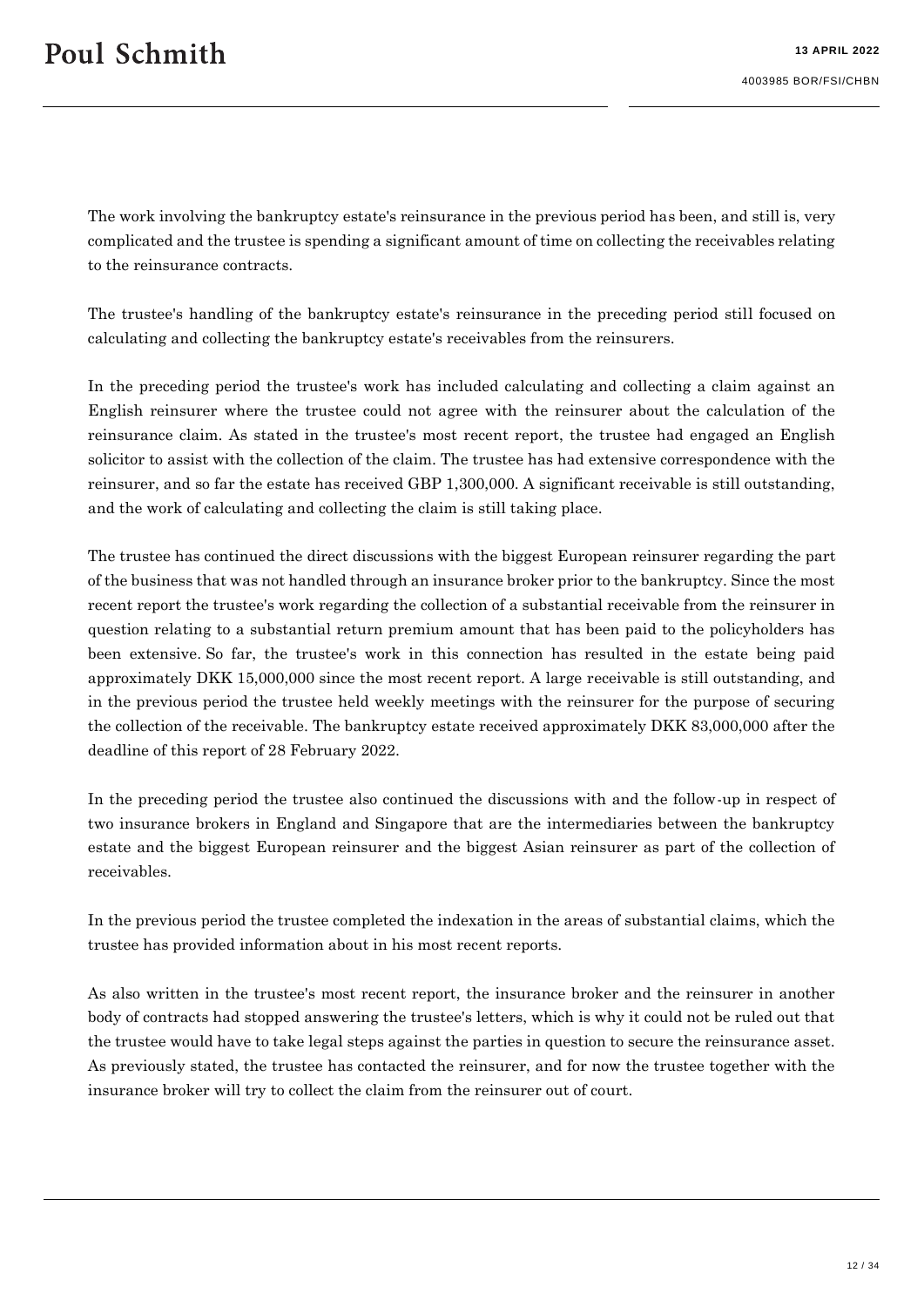The work involving the bankruptcy estate's reinsurance in the previous period has been, and still is, very complicated and the trustee is spending a significant amount of time on collecting the receivables relating to the reinsurance contracts.

The trustee's handling of the bankruptcy estate's reinsurance in the preceding period still focused on calculating and collecting the bankruptcy estate's receivables from the reinsurers.

In the preceding period the trustee's work has included calculating and collecting a claim against an English reinsurer where the trustee could not agree with the reinsurer about the calculation of the reinsurance claim. As stated in the trustee's most recent report, the trustee had engaged an English solicitor to assist with the collection of the claim. The trustee has had extensive correspondence with the reinsurer, and so far the estate has received GBP 1,300,000. A significant receivable is still outstanding, and the work of calculating and collecting the claim is still taking place.

The trustee has continued the direct discussions with the biggest European reinsurer regarding the part of the business that was not handled through an insurance broker prior to the bankruptcy. Since the most recent report the trustee's work regarding the collection of a substantial receivable from the reinsurer in question relating to a substantial return premium amount that has been paid to the policyholders has been extensive. So far, the trustee's work in this connection has resulted in the estate being paid approximately DKK 15,000,000 since the most recent report. A large receivable is still outstanding, and in the previous period the trustee held weekly meetings with the reinsurer for the purpose of securing the collection of the receivable. The bankruptcy estate received approximately DKK 83,000,000 after the deadline of this report of 28 February 2022.

In the preceding period the trustee also continued the discussions with and the follow-up in respect of two insurance brokers in England and Singapore that are the intermediaries between the bankruptcy estate and the biggest European reinsurer and the biggest Asian reinsurer as part of the collection of receivables.

In the previous period the trustee completed the indexation in the areas of substantial claims, which the trustee has provided information about in his most recent reports.

As also written in the trustee's most recent report, the insurance broker and the reinsurer in another body of contracts had stopped answering the trustee's letters, which is why it could not be ruled out that the trustee would have to take legal steps against the parties in question to secure the reinsurance asset. As previously stated, the trustee has contacted the reinsurer, and for now the trustee together with the insurance broker will try to collect the claim from the reinsurer out of court.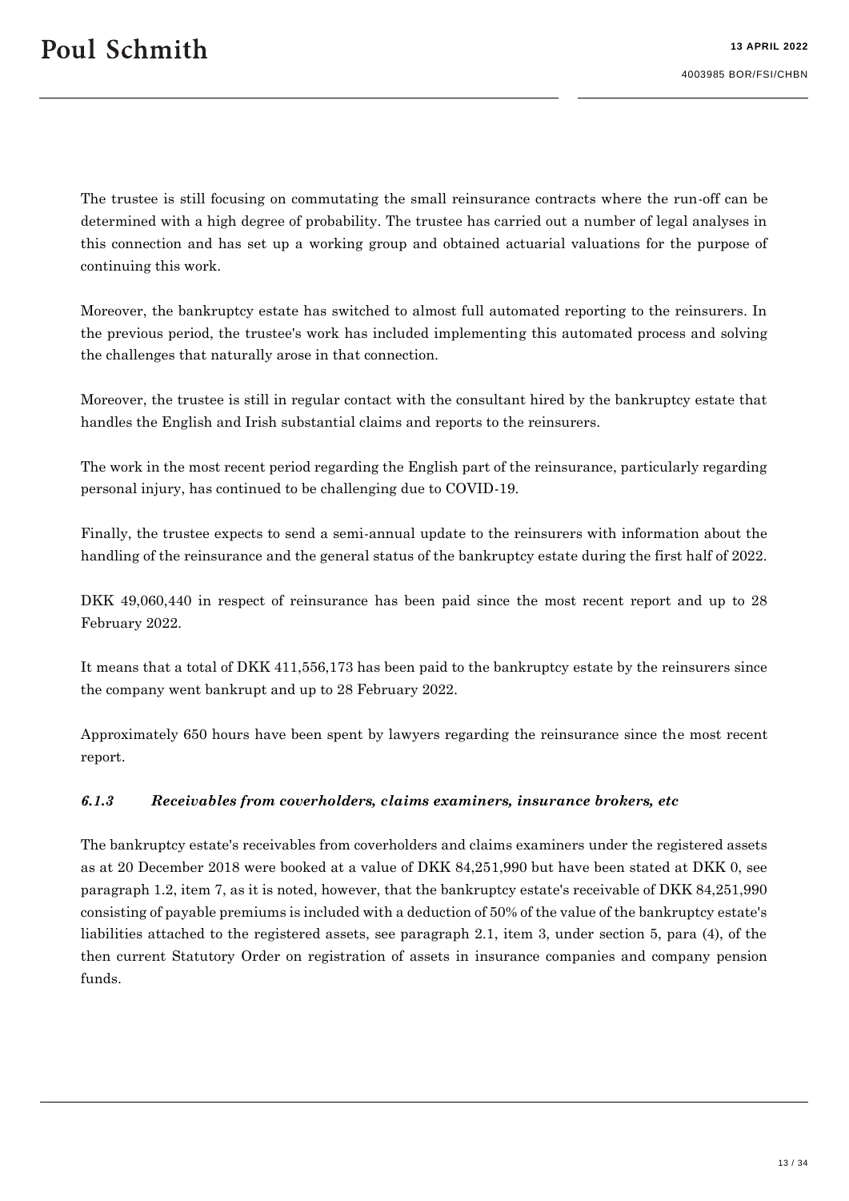The trustee is still focusing on commutating the small reinsurance contracts where the run-off can be determined with a high degree of probability. The trustee has carried out a number of legal analyses in this connection and has set up a working group and obtained actuarial valuations for the purpose of continuing this work.

Moreover, the bankruptcy estate has switched to almost full automated reporting to the reinsurers. In the previous period, the trustee's work has included implementing this automated process and solving the challenges that naturally arose in that connection.

Moreover, the trustee is still in regular contact with the consultant hired by the bankruptcy estate that handles the English and Irish substantial claims and reports to the reinsurers.

The work in the most recent period regarding the English part of the reinsurance, particularly regarding personal injury, has continued to be challenging due to COVID-19.

Finally, the trustee expects to send a semi-annual update to the reinsurers with information about the handling of the reinsurance and the general status of the bankruptcy estate during the first half of 2022.

DKK 49,060,440 in respect of reinsurance has been paid since the most recent report and up to 28 February 2022.

It means that a total of DKK 411,556,173 has been paid to the bankruptcy estate by the reinsurers since the company went bankrupt and up to 28 February 2022.

Approximately 650 hours have been spent by lawyers regarding the reinsurance since the most recent report.

### *6.1.3 Receivables from coverholders, claims examiners, insurance brokers, etc*

The bankruptcy estate's receivables from coverholders and claims examiners under the registered assets as at 20 December 2018 were booked at a value of DKK 84,251,990 but have been stated at DKK 0, see paragraph 1.2, item 7, as it is noted, however, that the bankruptcy estate's receivable of DKK 84,251,990 consisting of payable premiums is included with a deduction of 50% of the value of the bankruptcy estate's liabilities attached to the registered assets, see paragraph 2.1, item 3, under section 5, para (4), of the then current Statutory Order on registration of assets in insurance companies and company pension funds.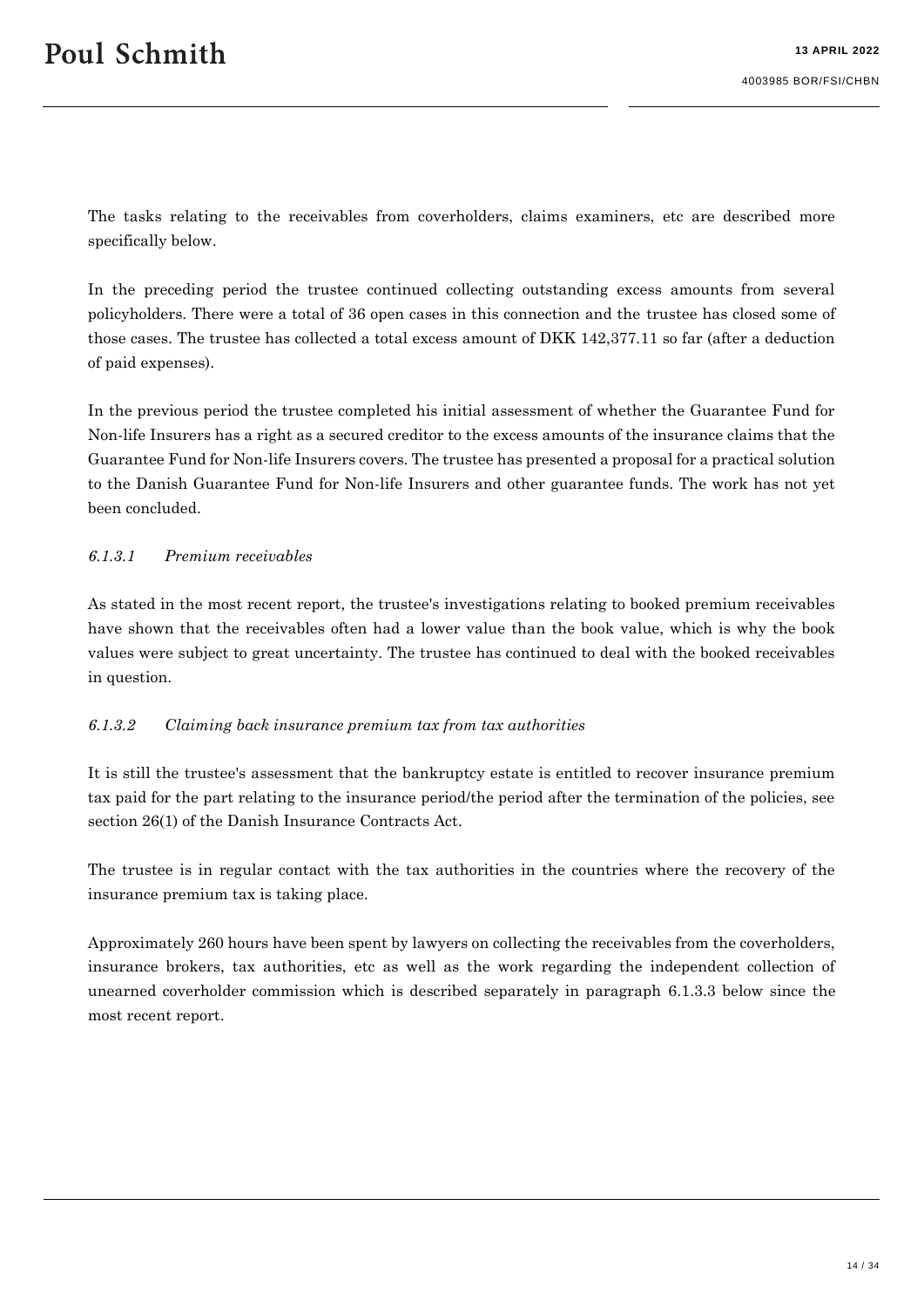The tasks relating to the receivables from coverholders, claims examiners, etc are described more specifically below.

In the preceding period the trustee continued collecting outstanding excess amounts from several policyholders. There were a total of 36 open cases in this connection and the trustee has closed some of those cases. The trustee has collected a total excess amount of DKK 142,377.11 so far (after a deduction of paid expenses).

In the previous period the trustee completed his initial assessment of whether the Guarantee Fund for Non-life Insurers has a right as a secured creditor to the excess amounts of the insurance claims that the Guarantee Fund for Non-life Insurers covers. The trustee has presented a proposal for a practical solution to the Danish Guarantee Fund for Non-life Insurers and other guarantee funds. The work has not yet been concluded.

#### *6.1.3.1 Premium receivables*

As stated in the most recent report, the trustee's investigations relating to booked premium receivables have shown that the receivables often had a lower value than the book value, which is why the book values were subject to great uncertainty. The trustee has continued to deal with the booked receivables in question.

#### *6.1.3.2 Claiming back insurance premium tax from tax authorities*

It is still the trustee's assessment that the bankruptcy estate is entitled to recover insurance premium tax paid for the part relating to the insurance period/the period after the termination of the policies, see section 26(1) of the Danish Insurance Contracts Act.

The trustee is in regular contact with the tax authorities in the countries where the recovery of the insurance premium tax is taking place.

Approximately 260 hours have been spent by lawyers on collecting the receivables from the coverholders, insurance brokers, tax authorities, etc as well as the work regarding the independent collection of unearned coverholder commission which is described separately in paragraph 6.1.3.3 below since the most recent report.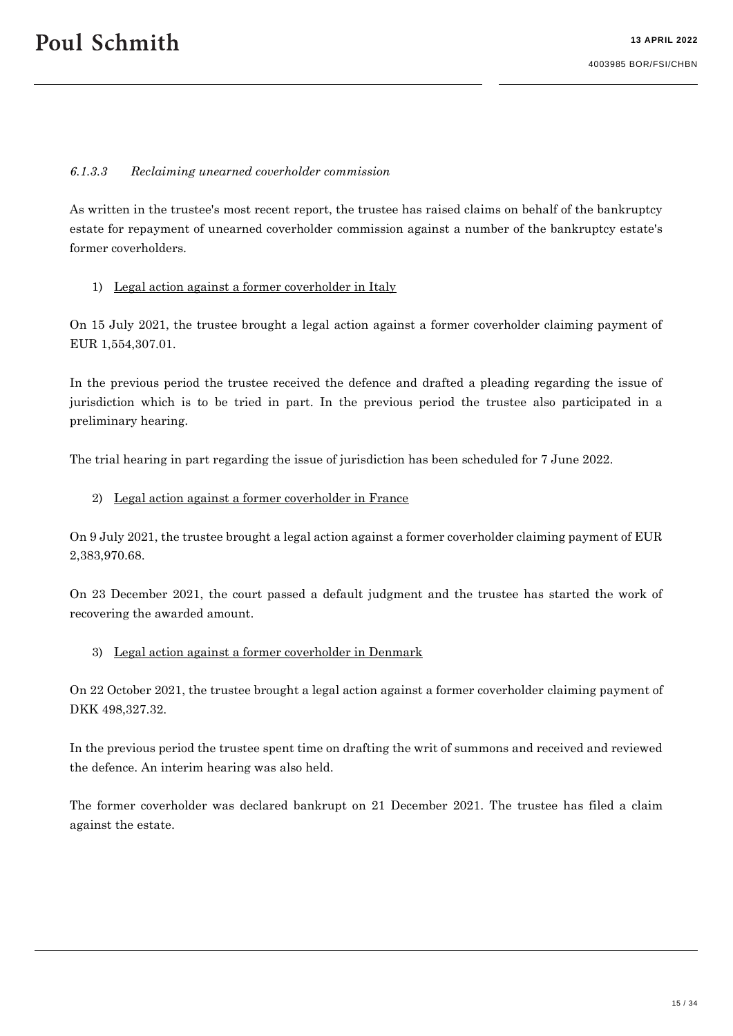#### *6.1.3.3 Reclaiming unearned coverholder commission*

As written in the trustee's most recent report, the trustee has raised claims on behalf of the bankruptcy estate for repayment of unearned coverholder commission against a number of the bankruptcy estate's former coverholders.

1) <u>Legal action against a former coverholder in Italy</u>

On 15 July 2021, the trustee brought a legal action against a former coverholder claiming payment of EUR 1,554,307.01.

In the previous period the trustee received the defence and drafted a pleading regarding the issue of jurisdiction which is to be tried in part. In the previous period the trustee also participated in a preliminary hearing.

The trial hearing in part regarding the issue of jurisdiction has been scheduled for 7 June 2022.

2) <u>Legal action against a former coverholder in France</u>

On 9 July 2021, the trustee brought a legal action against a former coverholder claiming payment of EUR 2,383,970.68.

On 23 December 2021, the court passed a default judgment and the trustee has started the work of recovering the awarded amount.

3) <u>Legal action against a former coverholder in Denmark</u>

On 22 October 2021, the trustee brought a legal action against a former coverholder claiming payment of DKK 498,327.32.

In the previous period the trustee spent time on drafting the writ of summons and received and reviewed the defence. An interim hearing was also held.

The former coverholder was declared bankrupt on 21 December 2021. The trustee has filed a claim against the estate.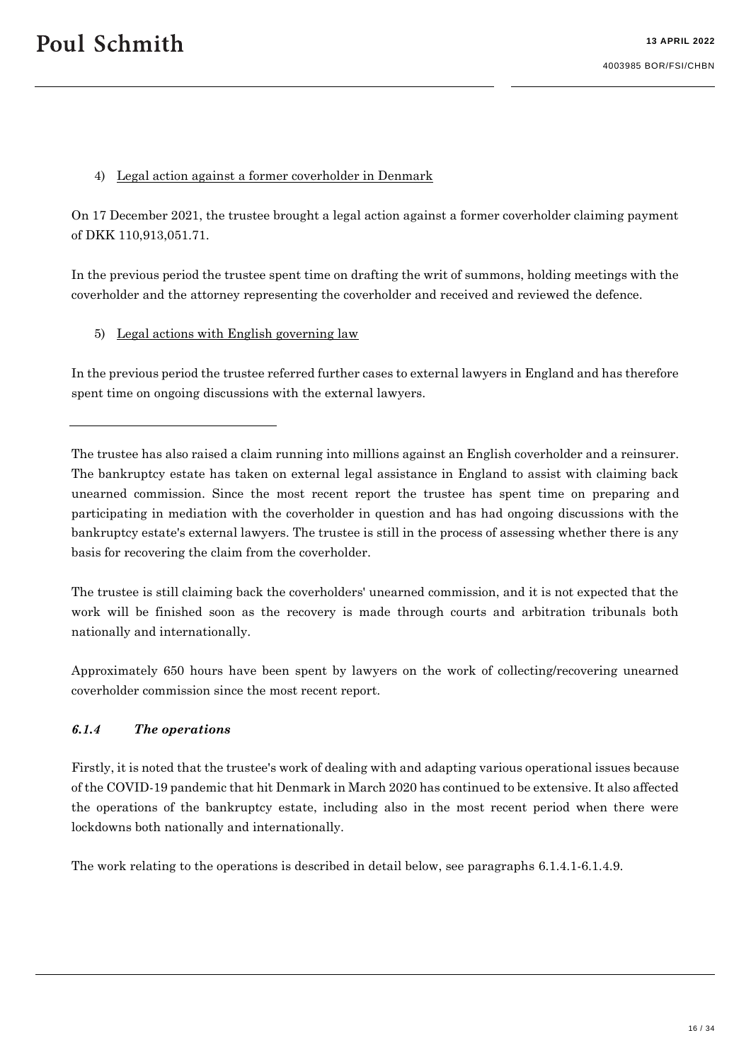4) Legal action against a former coverholder in Denmark

On 17 December 2021, the trustee brought a legal action against a former coverholder claiming payment of DKK 110,913,051.71.

In the previous period the trustee spent time on drafting the writ of summons, holding meetings with the coverholder and the attorney representing the coverholder and received and reviewed the defence.

5) Legal actions with English governing law

In the previous period the trustee referred further cases to external lawyers in England and has therefore spent time on ongoing discussions with the external lawyers.

---

The trustee has also raised a claim running into millions against an English coverholder and a reinsurer. The bankruptcy estate has taken on external legal assistance in England to assist with claiming back unearned commission. Since the most recent report the trustee has spent time on preparing and participating in mediation with the coverholder in question and has had ongoing discussions with the bankruptcy estate's external lawyers. The trustee is still in the process of assessing whether there is any basis for recovering the claim from the coverholder.

The trustee is still claiming back the coverholders' unearned commission, and it is not expected that the work will be finished soon as the recovery is made through courts and arbitration tribunals both nationally and internationally.

Approximately 650 hours have been spent by lawyers on the work of collecting/recovering unearned coverholder commission since the most recent report.

#### *6.1.4 The operations*

Firstly, it is noted that the trustee's work of dealing with and adapting various operational issues because of the COVID-19 pandemic that hit Denmark in March 2020 has continued to be extensive. It also affected the operations of the bankruptcy estate, including also in the most recent period when there were lockdowns both nationally and internationally.

The work relating to the operations is described in detail below, see paragraphs 6.1.4.1-6.1.4.9.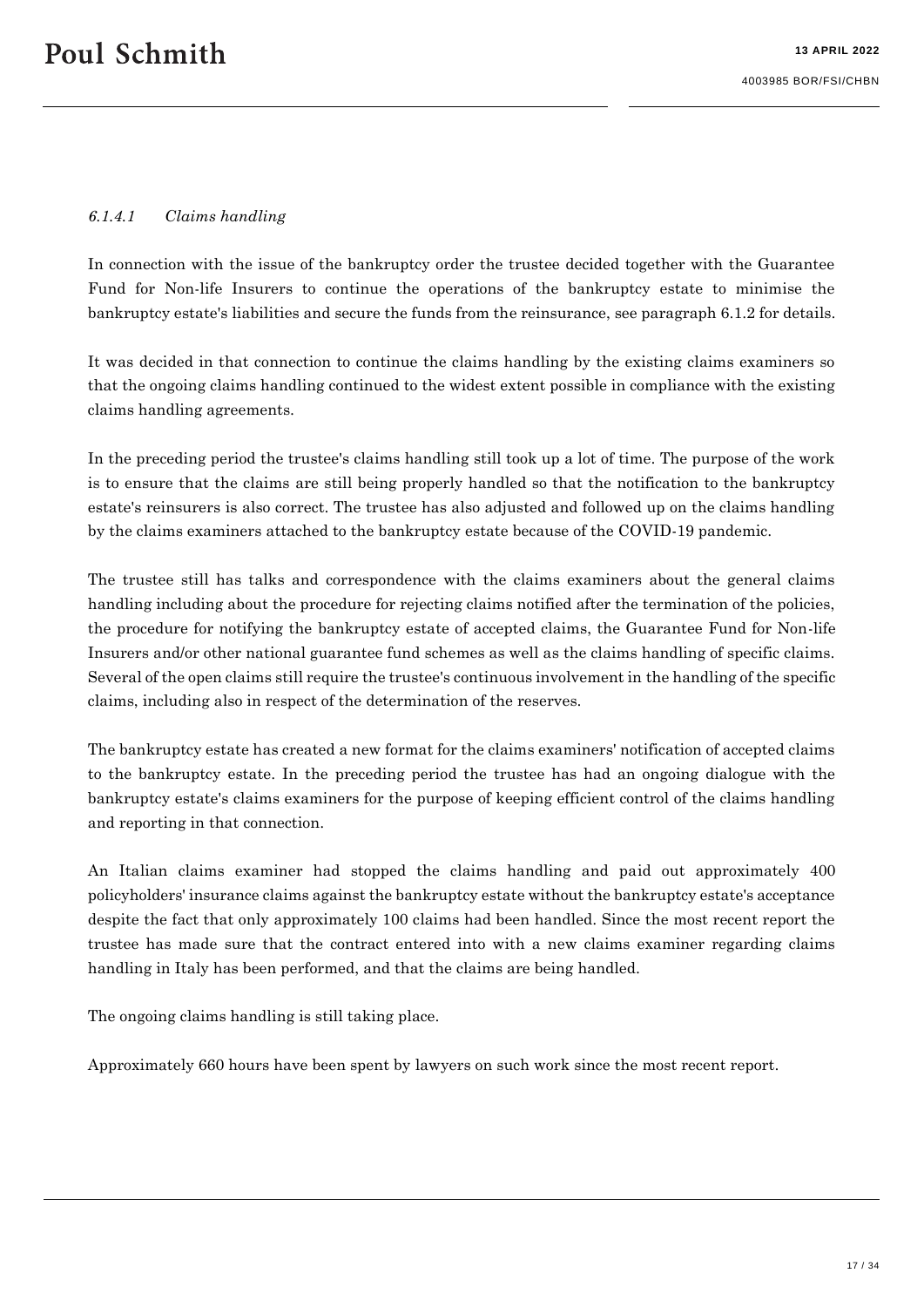#### *6.1.4.1 Claims handling*

In connection with the issue of the bankruptcy order the trustee decided together with the Guarantee Fund for Non-life Insurers to continue the operations of the bankruptcy estate to minimise the bankruptcy estate's liabilities and secure the funds from the reinsurance, see paragraph 6.1.2 for details.

It was decided in that connection to continue the claims handling by the existing claims examiners so that the ongoing claims handling continued to the widest extent possible in compliance with the existing claims handling agreements.

In the preceding period the trustee's claims handling still took up a lot of time. The purpose of the work is to ensure that the claims are still being properly handled so that the notification to the bankruptcy estate's reinsurers is also correct. The trustee has also adjusted and followed up on the claims handling by the claims examiners attached to the bankruptcy estate because of the COVID-19 pandemic.

The trustee still has talks and correspondence with the claims examiners about the general claims handling including about the procedure for rejecting claims notified after the termination of the policies, the procedure for notifying the bankruptcy estate of accepted claims, the Guarantee Fund for Non-life Insurers and/or other national guarantee fund schemes as well as the claims handling of specific claims. Several of the open claims still require the trustee's continuous involvement in the handling of the specific claims, including also in respect of the determination of the reserves.

The bankruptcy estate has created a new format for the claims examiners' notification of accepted claims to the bankruptcy estate. In the preceding period the trustee has had an ongoing dialogue with the bankruptcy estate's claims examiners for the purpose of keeping efficient control of the claims handling and reporting in that connection.

An Italian claims examiner had stopped the claims handling and paid out approximately 400 policyholders' insurance claims against the bankruptcy estate without the bankruptcy estate's acceptance despite the fact that only approximately 100 claims had been handled. Since the most recent report the trustee has made sure that the contract entered into with a new claims examiner regarding claims handling in Italy has been performed, and that the claims are being handled.

The ongoing claims handling is still taking place.

Approximately 660 hours have been spent by lawyers on such work since the most recent report.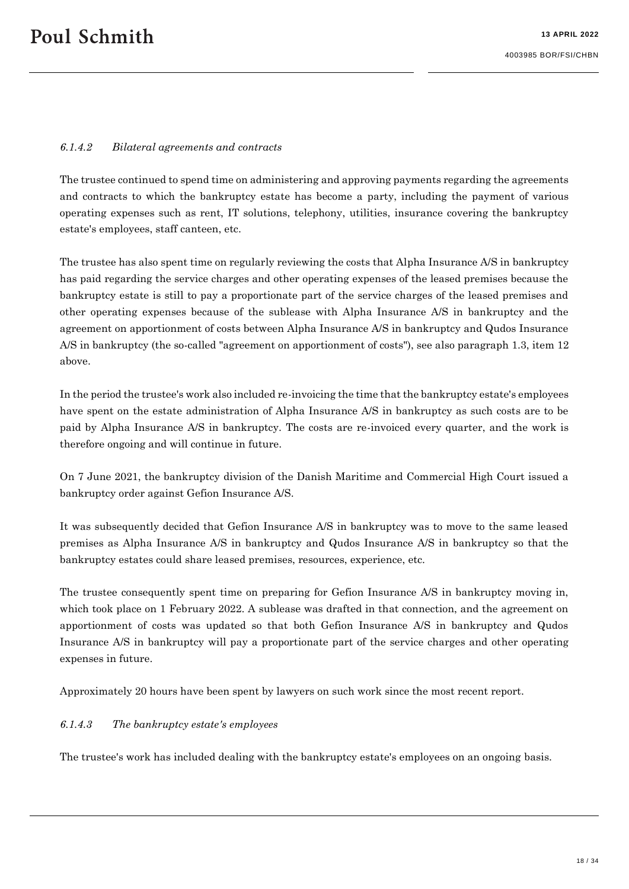#### *6.1.4.2 Bilateral agreements and contracts*

The trustee continued to spend time on administering and approving payments regarding the agreements and contracts to which the bankruptcy estate has become a party, including the payment of various operating expenses such as rent, IT solutions, telephony, utilities, insurance covering the bankruptcy estate's employees, staff canteen, etc.

The trustee has also spent time on regularly reviewing the costs that Alpha Insurance A/S in bankruptcy has paid regarding the service charges and other operating expenses of the leased premises because the bankruptcy estate is still to pay a proportionate part of the service charges of the leased premises and other operating expenses because of the sublease with Alpha Insurance A/S in bankruptcy and the agreement on apportionment of costs between Alpha Insurance A/S in bankruptcy and Qudos Insurance A/S in bankruptcy (the so-called "agreement on apportionment of costs"), see also paragraph 1.3, item 12 above.

In the period the trustee's work also included re-invoicing the time that the bankruptcy estate's employees have spent on the estate administration of Alpha Insurance A/S in bankruptcy as such costs are to be paid by Alpha Insurance A/S in bankruptcy. The costs are re-invoiced every quarter, and the work is therefore ongoing and will continue in future.

On 7 June 2021, the bankruptcy division of the Danish Maritime and Commercial High Court issued a bankruptcy order against Gefion Insurance A/S.

It was subsequently decided that Gefion Insurance A/S in bankruptcy was to move to the same leased premises as Alpha Insurance A/S in bankruptcy and Qudos Insurance A/S in bankruptcy so that the bankruptcy estates could share leased premises, resources, experience, etc.

The trustee consequently spent time on preparing for Gefion Insurance A/S in bankruptcy moving in, which took place on 1 February 2022. A sublease was drafted in that connection, and the agreement on apportionment of costs was updated so that both Gefion Insurance A/S in bankruptcy and Qudos Insurance A/S in bankruptcy will pay a proportionate part of the service charges and other operating expenses in future.

Approximately 20 hours have been spent by lawyers on such work since the most recent report.

#### *6.1.4.3 The bankruptcy estate's employees*

The trustee's work has included dealing with the bankruptcy estate's employees on an ongoing basis.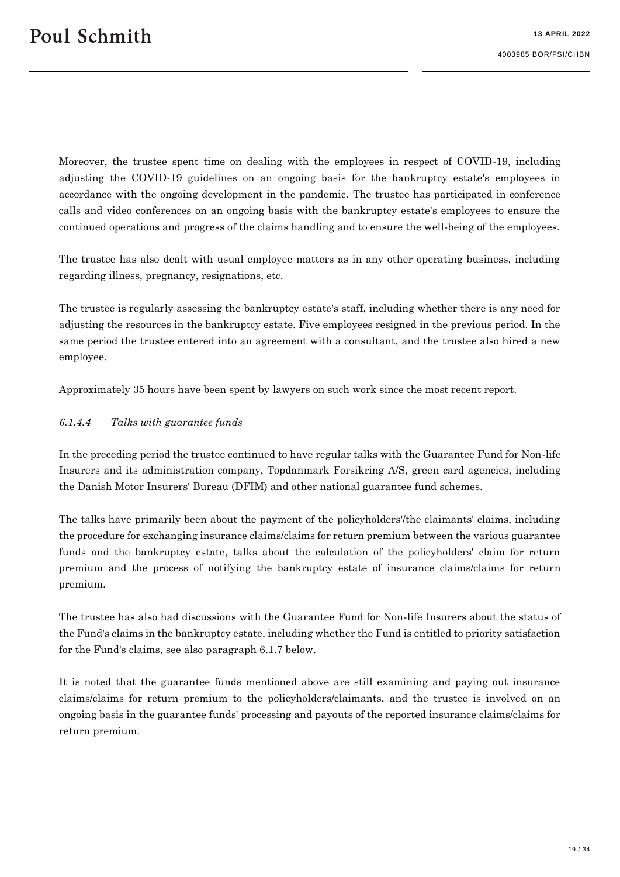Moreover, the trustee spent time on dealing with the employees in respect of COVID-19, including adjusting the COVID-19 guidelines on an ongoing basis for the bankruptcy estate's employees in accordance with the ongoing development in the pandemic. The trustee has participated in conference calls and video conferences on an ongoing basis with the bankruptcy estate's employees to ensure the continued operations and progress of the claims handling and to ensure the well-being of the employees.

The trustee has also dealt with usual employee matters as in any other operating business, including regarding illness, pregnancy, resignations, etc.

The trustee is regularly assessing the bankruptcy estate's staff, including whether there is any need for adjusting the resources in the bankruptcy estate. Five employees resigned in the previous period. In the same period the trustee entered into an agreement with a consultant, and the trustee also hired a new employee.

Approximately 35 hours have been spent by lawyers on such work since the most recent report.

#### *6.1.4.4 Talks with guarantee funds*

In the preceding period the trustee continued to have regular talks with the Guarantee Fund for Non-life Insurers and its administration company, Topdanmark Forsikring A/S, green card agencies, including the Danish Motor Insurers' Bureau (DFIM) and other national guarantee fund schemes.

The talks have primarily been about the payment of the policyholders'/the claimants' claims, including the procedure for exchanging insurance claims/claims for return premium between the various guarantee funds and the bankruptcy estate, talks about the calculation of the policyholders' claim for return premium and the process of notifying the bankruptcy estate of insurance claims/claims for return premium.

The trustee has also had discussions with the Guarantee Fund for Non-life Insurers about the status of the Fund's claims in the bankruptcy estate, including whether the Fund is entitled to priority satisfaction for the Fund's claims, see also paragraph 6.1.7 below.

It is noted that the guarantee funds mentioned above are still examining and paying out insurance claims/claims for return premium to the policyholders/claimants, and the trustee is involved on an ongoing basis in the guarantee funds' processing and payouts of the reported insurance claims/claims for return premium.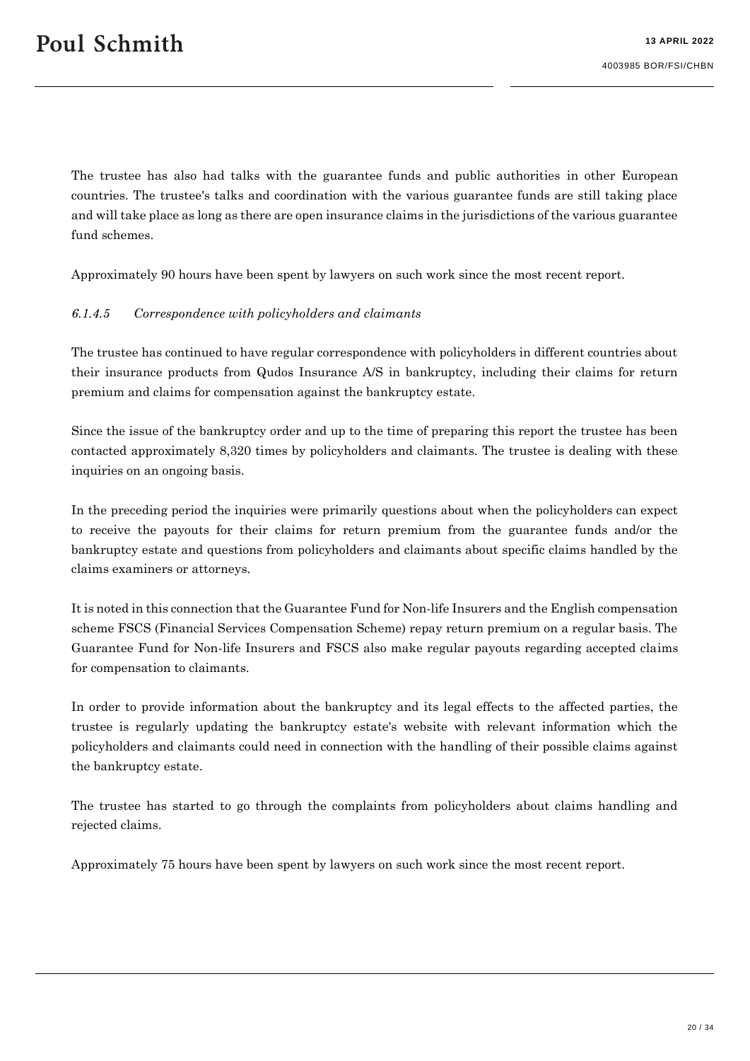The trustee has also had talks with the guarantee funds and public authorities in other European countries. The trustee's talks and coordination with the various guarantee funds are still taking place and will take place as long as there are open insurance claims in the jurisdictions of the various guarantee fund schemes.

Approximately 90 hours have been spent by lawyers on such work since the most recent report.

#### *6.1.4.5 Correspondence with policyholders and claimants*

The trustee has continued to have regular correspondence with policyholders in different countries about their insurance products from Qudos Insurance A/S in bankruptcy, including their claims for return premium and claims for compensation against the bankruptcy estate.

Since the issue of the bankruptcy order and up to the time of preparing this report the trustee has been contacted approximately 8,320 times by policyholders and claimants. The trustee is dealing with these inquiries on an ongoing basis.

In the preceding period the inquiries were primarily questions about when the policyholders can expect to receive the payouts for their claims for return premium from the guarantee funds and/or the bankruptcy estate and questions from policyholders and claimants about specific claims handled by the claims examiners or attorneys.

It is noted in this connection that the Guarantee Fund for Non-life Insurers and the English compensation scheme FSCS (Financial Services Compensation Scheme) repay return premium on a regular basis. The Guarantee Fund for Non-life Insurers and FSCS also make regular payouts regarding accepted claims for compensation to claimants.

In order to provide information about the bankruptcy and its legal effects to the affected parties, the trustee is regularly updating the bankruptcy estate's website with relevant information which the policyholders and claimants could need in connection with the handling of their possible claims against the bankruptcy estate.

The trustee has started to go through the complaints from policyholders about claims handling and rejected claims.

Approximately 75 hours have been spent by lawyers on such work since the most recent report.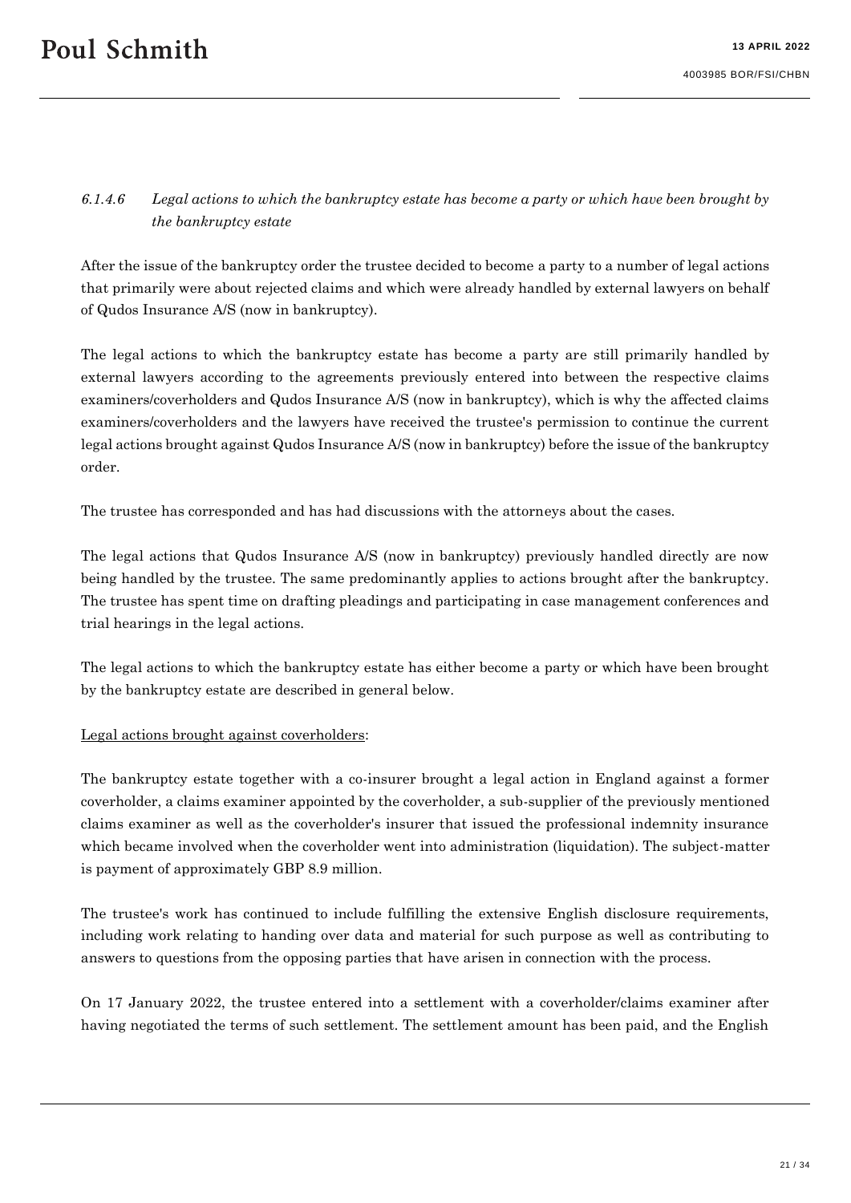### *6.1.4.6 Legal actions to which the bankruptcy estate has become a party or which have been brought by the bankruptcy estate*

After the issue of the bankruptcy order the trustee decided to become a party to a number of legal actions that primarily were about rejected claims and which were already handled by external lawyers on behalf of Qudos Insurance A/S (now in bankruptcy).

The legal actions to which the bankruptcy estate has become a party are still primarily handled by external lawyers according to the agreements previously entered into between the respective claims examiners/coverholders and Qudos Insurance A/S (now in bankruptcy), which is why the affected claims examiners/coverholders and the lawyers have received the trustee's permission to continue the current legal actions brought against Qudos Insurance A/S (now in bankruptcy) before the issue of the bankruptcy order.

The trustee has corresponded and has had discussions with the attorneys about the cases.

The legal actions that Qudos Insurance A/S (now in bankruptcy) previously handled directly are now being handled by the trustee. The same predominantly applies to actions brought after the bankruptcy. The trustee has spent time on drafting pleadings and participating in case management conferences and trial hearings in the legal actions.

The legal actions to which the bankruptcy estate has either become a party or which have been brought by the bankruptcy estate are described in general below.

Legal actions brought against coverholders:

The bankruptcy estate together with a co-insurer brought a legal action in England against a former coverholder, a claims examiner appointed by the coverholder, a sub-supplier of the previously mentioned claims examiner as well as the coverholder's insurer that issued the professional indemnity insurance which became involved when the coverholder went into administration (liquidation). The subject-matter is payment of approximately GBP 8.9 million.

The trustee's work has continued to include fulfilling the extensive English disclosure requirements, including work relating to handing over data and material for such purpose as well as contributing to answers to questions from the opposing parties that have arisen in connection with the process.

On 17 January 2022, the trustee entered into a settlement with a coverholder/claims examiner after having negotiated the terms of such settlement. The settlement amount has been paid, and the English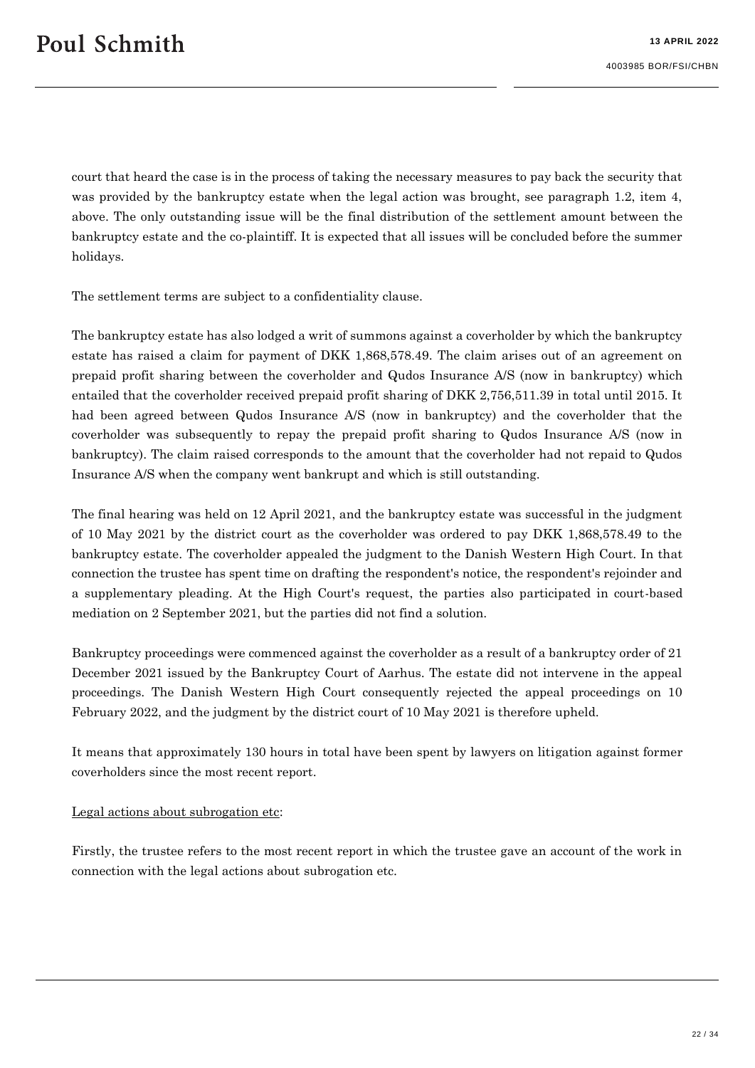court that heard the case is in the process of taking the necessary measures to pay back the security that was provided by the bankruptcy estate when the legal action was brought, see paragraph 1.2, item 4, above. The only outstanding issue will be the final distribution of the settlement amount between the bankruptcy estate and the co-plaintiff. It is expected that all issues will be concluded before the summer holidays.

The settlement terms are subject to a confidentiality clause.

The bankruptcy estate has also lodged a writ of summons against a coverholder by which the bankruptcy estate has raised a claim for payment of DKK 1,868,578.49. The claim arises out of an agreement on prepaid profit sharing between the coverholder and Qudos Insurance A/S (now in bankruptcy) which entailed that the coverholder received prepaid profit sharing of DKK 2,756,511.39 in total until 2015. It had been agreed between Qudos Insurance A/S (now in bankruptcy) and the coverholder that the coverholder was subsequently to repay the prepaid profit sharing to Qudos Insurance A/S (now in bankruptcy). The claim raised corresponds to the amount that the coverholder had not repaid to Qudos Insurance A/S when the company went bankrupt and which is still outstanding.

The final hearing was held on 12 April 2021, and the bankruptcy estate was successful in the judgment of 10 May 2021 by the district court as the coverholder was ordered to pay DKK 1,868,578.49 to the bankruptcy estate. The coverholder appealed the judgment to the Danish Western High Court. In that connection the trustee has spent time on drafting the respondent's notice, the respondent's rejoinder and a supplementary pleading. At the High Court's request, the parties also participated in court-based mediation on 2 September 2021, but the parties did not find a solution.

Bankruptcy proceedings were commenced against the coverholder as a result of a bankruptcy order of 21 December 2021 issued by the Bankruptcy Court of Aarhus. The estate did not intervene in the appeal proceedings. The Danish Western High Court consequently rejected the appeal proceedings on 10 February 2022, and the judgment by the district court of 10 May 2021 is therefore upheld.

It means that approximately 130 hours in total have been spent by lawyers on litigation against former coverholders since the most recent report.

<u>Legal actions about subrogation etc</u>:

Firstly, the trustee refers to the most recent report in which the trustee gave an account of the work in connection with the legal actions about subrogation etc.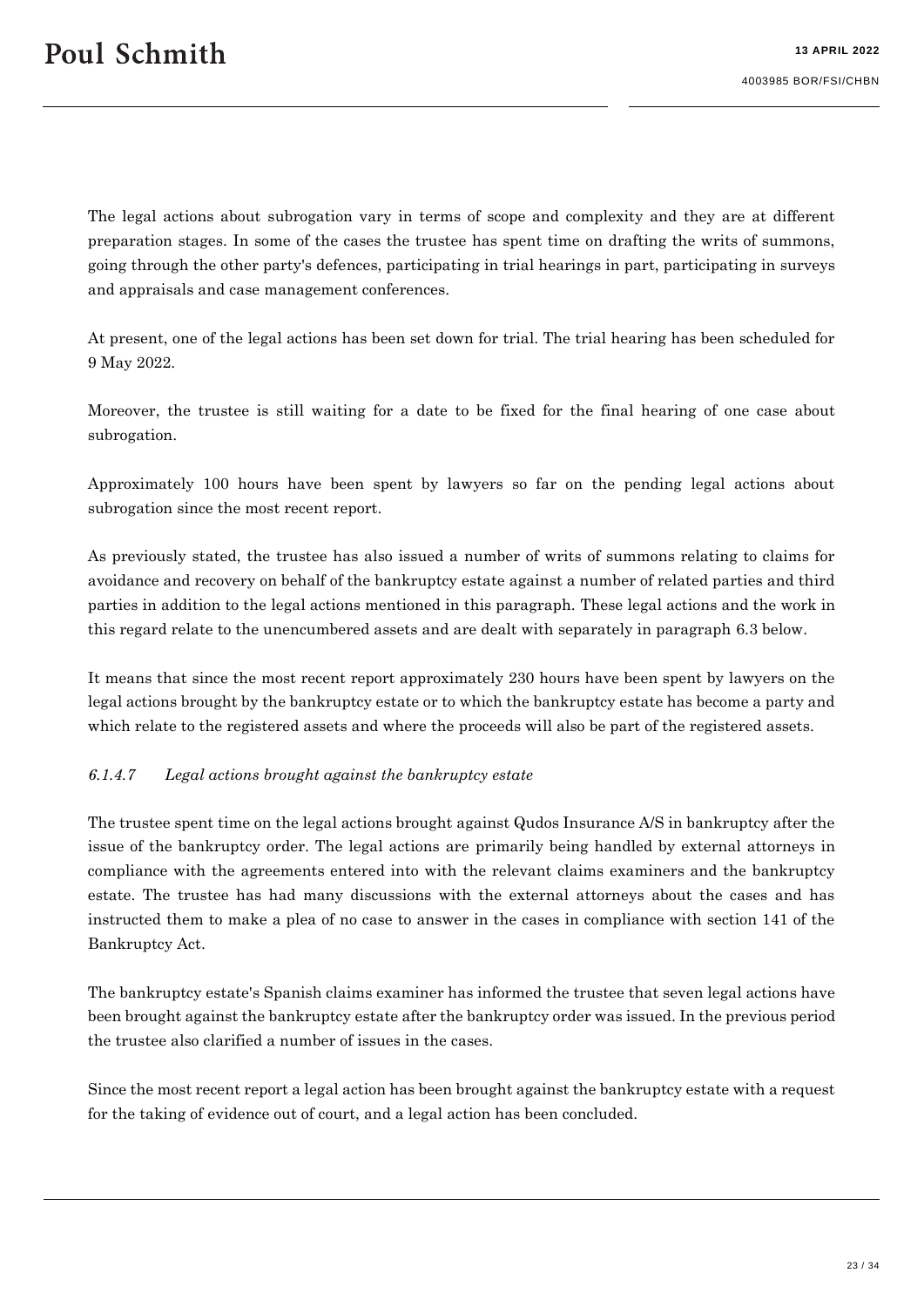The legal actions about subrogation vary in terms of scope and complexity and they are at different preparation stages. In some of the cases the trustee has spent time on drafting the writs of summons, going through the other party's defences, participating in trial hearings in part, participating in surveys and appraisals and case management conferences.

At present, one of the legal actions has been set down for trial. The trial hearing has been scheduled for 9 May 2022.

Moreover, the trustee is still waiting for a date to be fixed for the final hearing of one case about subrogation.

Approximately 100 hours have been spent by lawyers so far on the pending legal actions about subrogation since the most recent report.

As previously stated, the trustee has also issued a number of writs of summons relating to claims for avoidance and recovery on behalf of the bankruptcy estate against a number of related parties and third parties in addition to the legal actions mentioned in this paragraph. These legal actions and the work in this regard relate to the unencumbered assets and are dealt with separately in paragraph 6.3 below.

It means that since the most recent report approximately 230 hours have been spent by lawyers on the legal actions brought by the bankruptcy estate or to which the bankruptcy estate has become a party and which relate to the registered assets and where the proceeds will also be part of the registered assets.

#### *6.1.4.7 Legal actions brought against the bankruptcy estate*

The trustee spent time on the legal actions brought against Qudos Insurance A/S in bankruptcy after the issue of the bankruptcy order. The legal actions are primarily being handled by external attorneys in compliance with the agreements entered into with the relevant claims examiners and the bankruptcy estate. The trustee has had many discussions with the external attorneys about the cases and has instructed them to make a plea of no case to answer in the cases in compliance with section 141 of the Bankruptcy Act.

The bankruptcy estate's Spanish claims examiner has informed the trustee that seven legal actions have been brought against the bankruptcy estate after the bankruptcy order was issued. In the previous period the trustee also clarified a number of issues in the cases.

Since the most recent report a legal action has been brought against the bankruptcy estate with a request for the taking of evidence out of court, and a legal action has been concluded.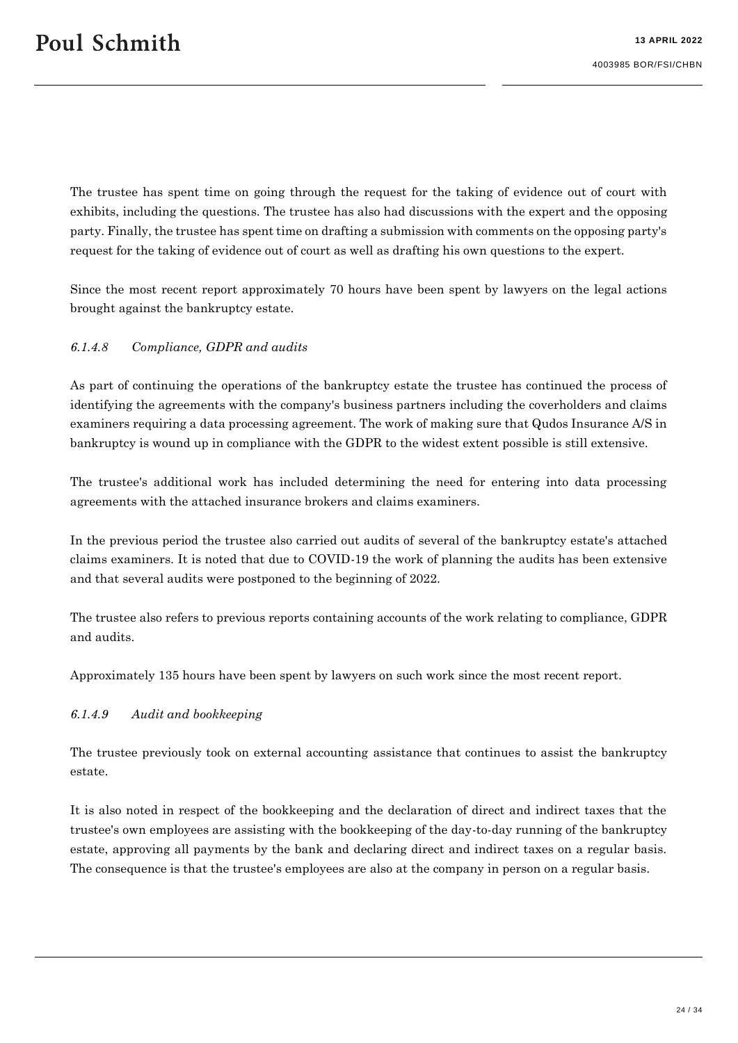The trustee has spent time on going through the request for the taking of evidence out of court with exhibits, including the questions. The trustee has also had discussions with the expert and the opposing party. Finally, the trustee has spent time on drafting a submission with comments on the opposing party's request for the taking of evidence out of court as well as drafting his own questions to the expert.

Since the most recent report approximately 70 hours have been spent by lawyers on the legal actions brought against the bankruptcy estate.

#### *6.1.4.8 Compliance, GDPR and audits*

As part of continuing the operations of the bankruptcy estate the trustee has continued the process of identifying the agreements with the company's business partners including the coverholders and claims examiners requiring a data processing agreement. The work of making sure that Qudos Insurance A/S in bankruptcy is wound up in compliance with the GDPR to the widest extent possible is still extensive.

The trustee's additional work has included determining the need for entering into data processing agreements with the attached insurance brokers and claims examiners.

In the previous period the trustee also carried out audits of several of the bankruptcy estate's attached claims examiners. It is noted that due to COVID-19 the work of planning the audits has been extensive and that several audits were postponed to the beginning of 2022.

The trustee also refers to previous reports containing accounts of the work relating to compliance, GDPR and audits.

Approximately 135 hours have been spent by lawyers on such work since the most recent report.

#### *6.1.4.9 Audit and bookkeeping*

The trustee previously took on external accounting assistance that continues to assist the bankruptcy estate.

It is also noted in respect of the bookkeeping and the declaration of direct and indirect taxes that the trustee's own employees are assisting with the bookkeeping of the day-to-day running of the bankruptcy estate, approving all payments by the bank and declaring direct and indirect taxes on a regular basis. The consequence is that the trustee's employees are also at the company in person on a regular basis.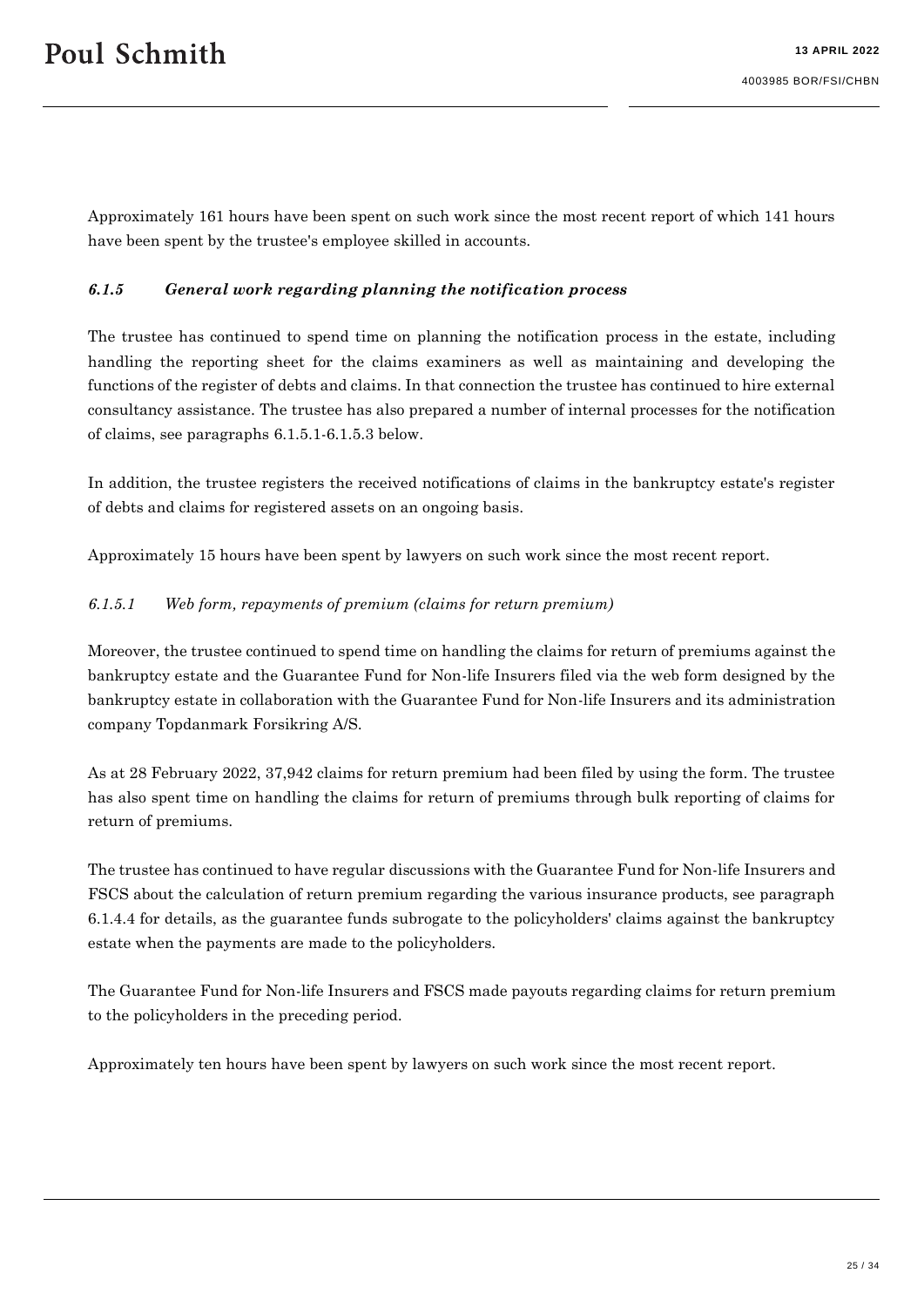Approximately 161 hours have been spent on such work since the most recent report of which 141 hours have been spent by the trustee's employee skilled in accounts.

### *6.1.5 General work regarding planning the notification process*

The trustee has continued to spend time on planning the notification process in the estate, including handling the reporting sheet for the claims examiners as well as maintaining and developing the functions of the register of debts and claims. In that connection the trustee has continued to hire external consultancy assistance. The trustee has also prepared a number of internal processes for the notification of claims, see paragraphs 6.1.5.1-6.1.5.3 below.

In addition, the trustee registers the received notifications of claims in the bankruptcy estate's register of debts and claims for registered assets on an ongoing basis.

Approximately 15 hours have been spent by lawyers on such work since the most recent report.

#### *6.1.5.1 Web form, repayments of premium (claims for return premium)*

Moreover, the trustee continued to spend time on handling the claims for return of premiums against the bankruptcy estate and the Guarantee Fund for Non-life Insurers filed via the web form designed by the bankruptcy estate in collaboration with the Guarantee Fund for Non-life Insurers and its administration company Topdanmark Forsikring A/S.

As at 28 February 2022, 37,942 claims for return premium had been filed by using the form. The trustee has also spent time on handling the claims for return of premiums through bulk reporting of claims for return of premiums.

The trustee has continued to have regular discussions with the Guarantee Fund for Non-life Insurers and FSCS about the calculation of return premium regarding the various insurance products, see paragraph 6.1.4.4 for details, as the guarantee funds subrogate to the policyholders' claims against the bankruptcy estate when the payments are made to the policyholders.

The Guarantee Fund for Non-life Insurers and FSCS made payouts regarding claims for return premium to the policyholders in the preceding period.

Approximately ten hours have been spent by lawyers on such work since the most recent report.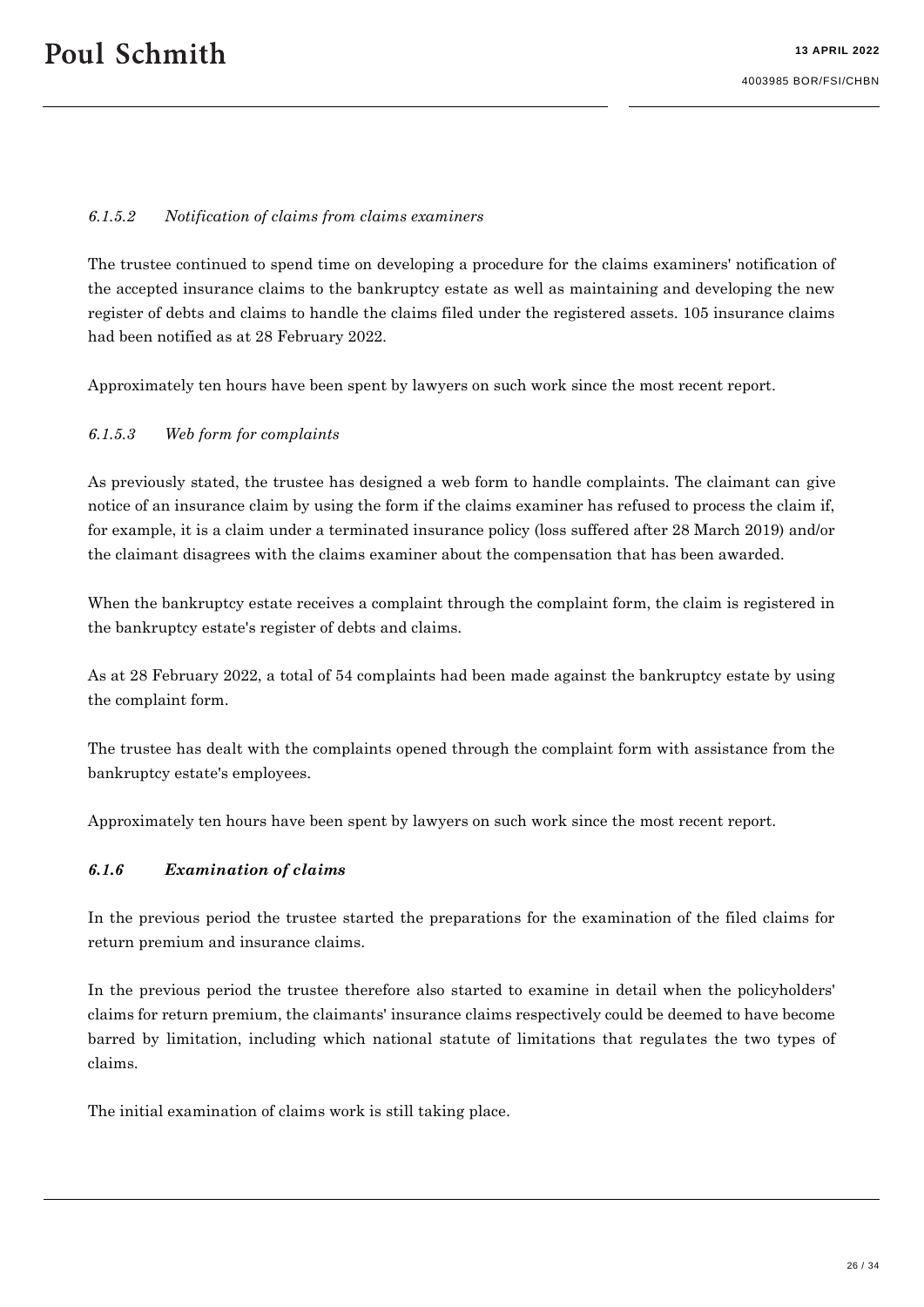*6.1.5.2 Notification of claims from claims examiners*

The trustee continued to spend time on developing a procedure for the claims examiners' notification of the accepted insurance claims to the bankruptcy estate as well as maintaining and developing the new register of debts and claims to handle the claims filed under the registered assets. 105 insurance claims had been notified as at 28 February 2022.

Approximately ten hours have been spent by lawyers on such work since the most recent report.

*6.1.5.3 Web form for complaints*

As previously stated, the trustee has designed a web form to handle complaints. The claimant can give notice of an insurance claim by using the form if the claims examiner has refused to process the claim if, for example, it is a claim under a terminated insurance policy (loss suffered after 28 March 2019) and/or the claimant disagrees with the claims examiner about the compensation that has been awarded.

When the bankruptcy estate receives a complaint through the complaint form, the claim is registered in the bankruptcy estate's register of debts and claims.

As at 28 February 2022, a total of 54 complaints had been made against the bankruptcy estate by using the complaint form.

The trustee has dealt with the complaints opened through the complaint form with assistance from the bankruptcy estate's employees.

Approximately ten hours have been spent by lawyers on such work since the most recent report.

***6.1.6 Examination of claims***

In the previous period the trustee started the preparations for the examination of the filed claims for return premium and insurance claims.

In the previous period the trustee therefore also started to examine in detail when the policyholders' claims for return premium, the claimants' insurance claims respectively could be deemed to have become barred by limitation, including which national statute of limitations that regulates the two types of claims.

The initial examination of claims work is still taking place.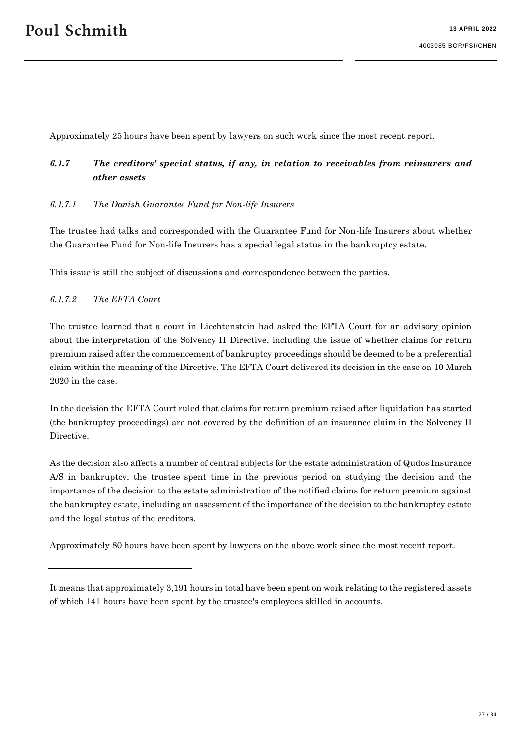Approximately 25 hours have been spent by lawyers on such work since the most recent report.

### *6.1.7 The creditors' special status, if any, in relation to receivables from reinsurers and other assets*

#### *6.1.7.1 The Danish Guarantee Fund for Non-life Insurers*

The trustee had talks and corresponded with the Guarantee Fund for Non-life Insurers about whether the Guarantee Fund for Non-life Insurers has a special legal status in the bankruptcy estate.

This issue is still the subject of discussions and correspondence between the parties.

#### *6.1.7.2 The EFTA Court*

The trustee learned that a court in Liechtenstein had asked the EFTA Court for an advisory opinion about the interpretation of the Solvency II Directive, including the issue of whether claims for return premium raised after the commencement of bankruptcy proceedings should be deemed to be a preferential claim within the meaning of the Directive. The EFTA Court delivered its decision in the case on 10 March 2020 in the case.

In the decision the EFTA Court ruled that claims for return premium raised after liquidation has started (the bankruptcy proceedings) are not covered by the definition of an insurance claim in the Solvency II Directive.

As the decision also affects a number of central subjects for the estate administration of Qudos Insurance A/S in bankruptcy, the trustee spent time in the previous period on studying the decision and the importance of the decision to the estate administration of the notified claims for return premium against the bankruptcy estate, including an assessment of the importance of the decision to the bankruptcy estate and the legal status of the creditors.

Approximately 80 hours have been spent by lawyers on the above work since the most recent report.

---

It means that approximately 3,191 hours in total have been spent on work relating to the registered assets of which 141 hours have been spent by the trustee's employees skilled in accounts.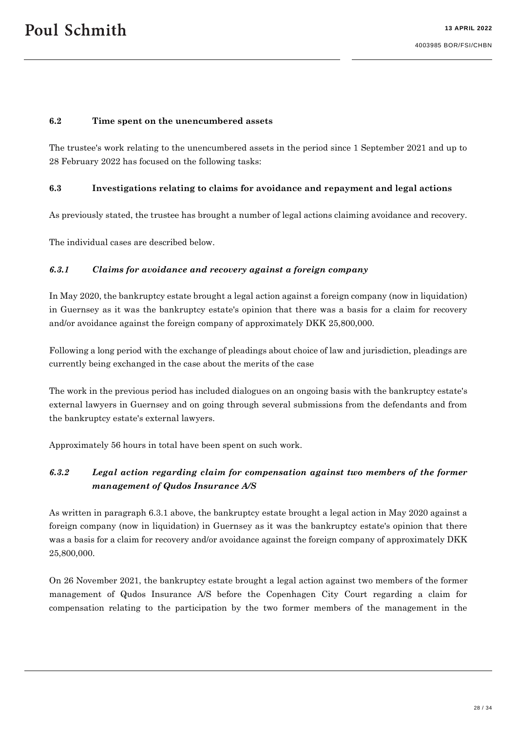### 6.2 Time spent on the unencumbered assets

The trustee's work relating to the unencumbered assets in the period since 1 September 2021 and up to 28 February 2022 has focused on the following tasks:

### 6.3 Investigations relating to claims for avoidance and repayment and legal actions

As previously stated, the trustee has brought a number of legal actions claiming avoidance and recovery.

The individual cases are described below.

#### *6.3.1 Claims for avoidance and recovery against a foreign company*

In May 2020, the bankruptcy estate brought a legal action against a foreign company (now in liquidation) in Guernsey as it was the bankruptcy estate's opinion that there was a basis for a claim for recovery and/or avoidance against the foreign company of approximately DKK 25,800,000.

Following a long period with the exchange of pleadings about choice of law and jurisdiction, pleadings are currently being exchanged in the case about the merits of the case

The work in the previous period has included dialogues on an ongoing basis with the bankruptcy estate's external lawyers in Guernsey and on going through several submissions from the defendants and from the bankruptcy estate's external lawyers.

Approximately 56 hours in total have been spent on such work.

#### *6.3.2 Legal action regarding claim for compensation against two members of the former management of Qudos Insurance A/S*

As written in paragraph 6.3.1 above, the bankruptcy estate brought a legal action in May 2020 against a foreign company (now in liquidation) in Guernsey as it was the bankruptcy estate's opinion that there was a basis for a claim for recovery and/or avoidance against the foreign company of approximately DKK 25,800,000.

On 26 November 2021, the bankruptcy estate brought a legal action against two members of the former management of Qudos Insurance A/S before the Copenhagen City Court regarding a claim for compensation relating to the participation by the two former members of the management in the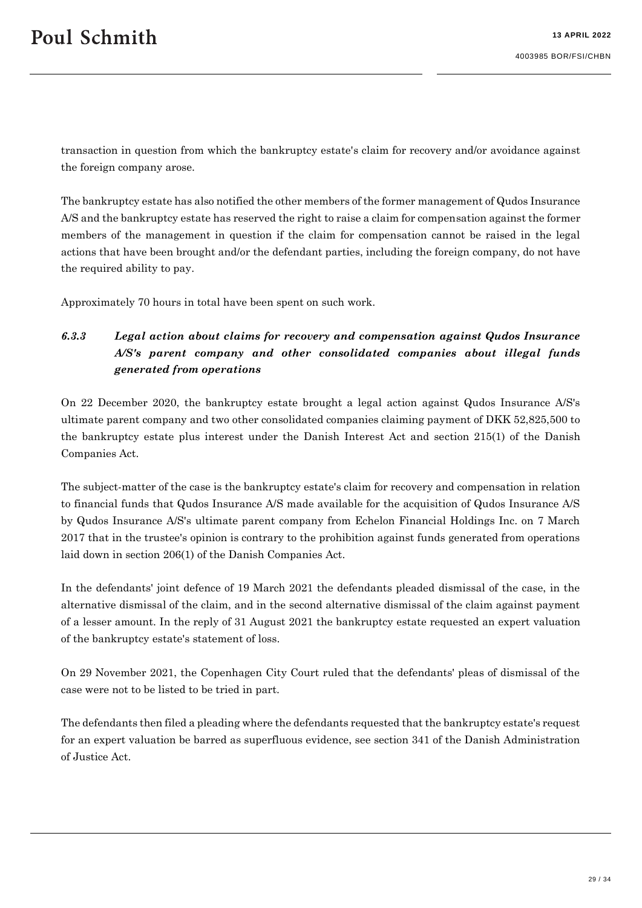transaction in question from which the bankruptcy estate's claim for recovery and/or avoidance against the foreign company arose.

The bankruptcy estate has also notified the other members of the former management of Qudos Insurance A/S and the bankruptcy estate has reserved the right to raise a claim for compensation against the former members of the management in question if the claim for compensation cannot be raised in the legal actions that have been brought and/or the defendant parties, including the foreign company, do not have the required ability to pay.

Approximately 70 hours in total have been spent on such work.

### *6.3.3 Legal action about claims for recovery and compensation against Qudos Insurance A/S's parent company and other consolidated companies about illegal funds generated from operations*

On 22 December 2020, the bankruptcy estate brought a legal action against Qudos Insurance A/S's ultimate parent company and two other consolidated companies claiming payment of DKK 52,825,500 to the bankruptcy estate plus interest under the Danish Interest Act and section 215(1) of the Danish Companies Act.

The subject-matter of the case is the bankruptcy estate's claim for recovery and compensation in relation to financial funds that Qudos Insurance A/S made available for the acquisition of Qudos Insurance A/S by Qudos Insurance A/S's ultimate parent company from Echelon Financial Holdings Inc. on 7 March 2017 that in the trustee's opinion is contrary to the prohibition against funds generated from operations laid down in section 206(1) of the Danish Companies Act.

In the defendants' joint defence of 19 March 2021 the defendants pleaded dismissal of the case, in the alternative dismissal of the claim, and in the second alternative dismissal of the claim against payment of a lesser amount. In the reply of 31 August 2021 the bankruptcy estate requested an expert valuation of the bankruptcy estate's statement of loss.

On 29 November 2021, the Copenhagen City Court ruled that the defendants' pleas of dismissal of the case were not to be listed to be tried in part.

The defendants then filed a pleading where the defendants requested that the bankruptcy estate's request for an expert valuation be barred as superfluous evidence, see section 341 of the Danish Administration of Justice Act.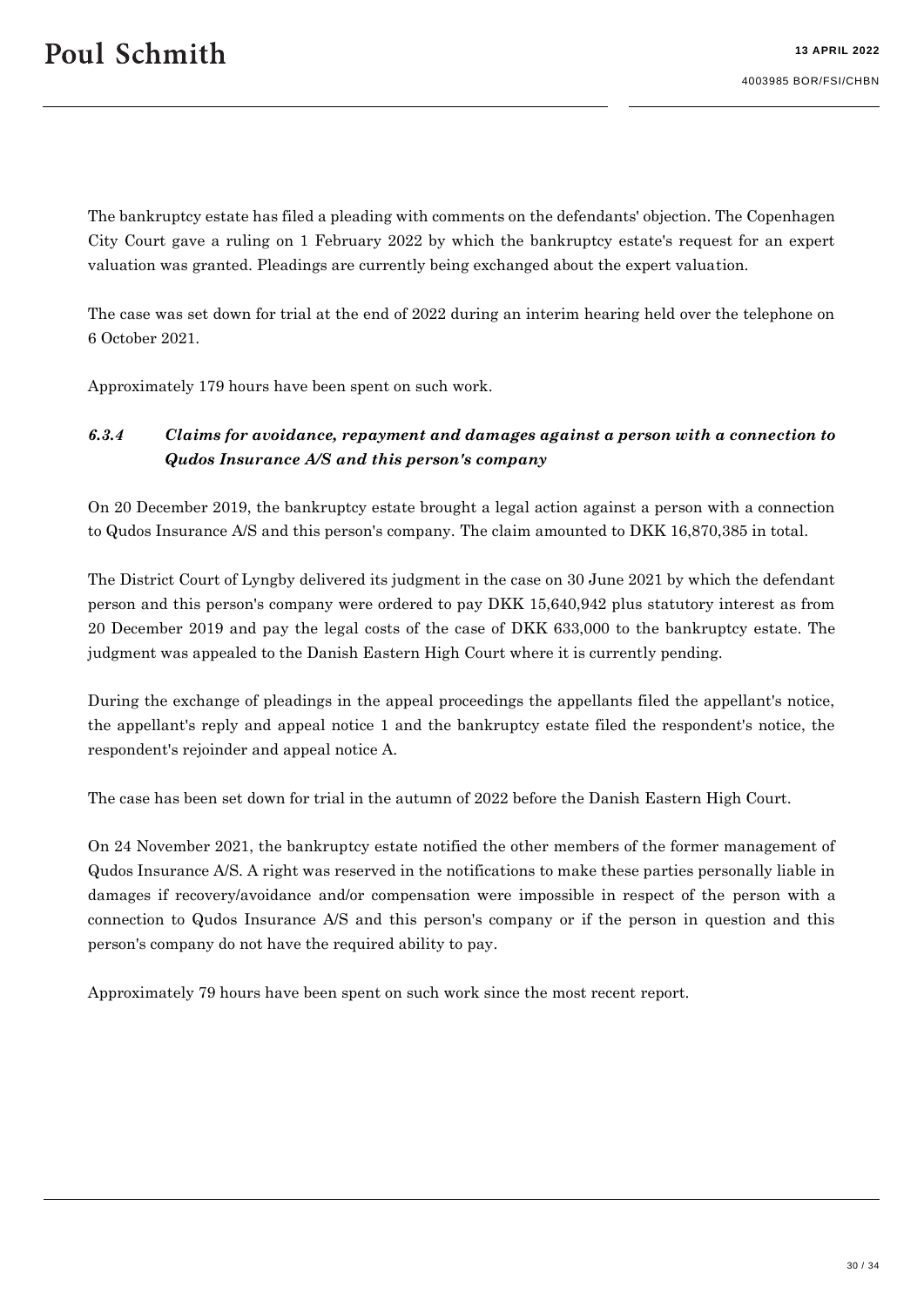The bankruptcy estate has filed a pleading with comments on the defendants' objection. The Copenhagen City Court gave a ruling on 1 February 2022 by which the bankruptcy estate's request for an expert valuation was granted. Pleadings are currently being exchanged about the expert valuation.

The case was set down for trial at the end of 2022 during an interim hearing held over the telephone on 6 October 2021.

Approximately 179 hours have been spent on such work.

### *6.3.4 Claims for avoidance, repayment and damages against a person with a connection to Qudos Insurance A/S and this person's company*

On 20 December 2019, the bankruptcy estate brought a legal action against a person with a connection to Qudos Insurance A/S and this person's company. The claim amounted to DKK 16,870,385 in total.

The District Court of Lyngby delivered its judgment in the case on 30 June 2021 by which the defendant person and this person's company were ordered to pay DKK 15,640,942 plus statutory interest as from 20 December 2019 and pay the legal costs of the case of DKK 633,000 to the bankruptcy estate. The judgment was appealed to the Danish Eastern High Court where it is currently pending.

During the exchange of pleadings in the appeal proceedings the appellants filed the appellant's notice, the appellant's reply and appeal notice 1 and the bankruptcy estate filed the respondent's notice, the respondent's rejoinder and appeal notice A.

The case has been set down for trial in the autumn of 2022 before the Danish Eastern High Court.

On 24 November 2021, the bankruptcy estate notified the other members of the former management of Qudos Insurance A/S. A right was reserved in the notifications to make these parties personally liable in damages if recovery/avoidance and/or compensation were impossible in respect of the person with a connection to Qudos Insurance A/S and this person's company or if the person in question and this person's company do not have the required ability to pay.

Approximately 79 hours have been spent on such work since the most recent report.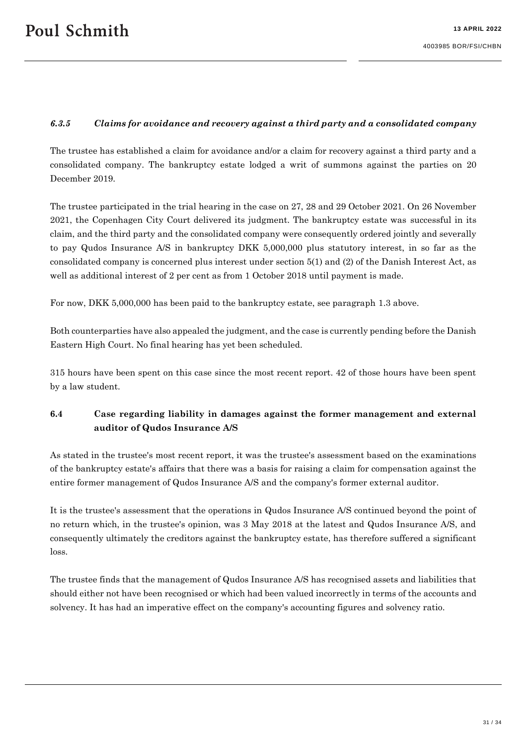#### *6.3.5 Claims for avoidance and recovery against a third party and a consolidated company*

The trustee has established a claim for avoidance and/or a claim for recovery against a third party and a consolidated company. The bankruptcy estate lodged a writ of summons against the parties on 20 December 2019.

The trustee participated in the trial hearing in the case on 27, 28 and 29 October 2021. On 26 November 2021, the Copenhagen City Court delivered its judgment. The bankruptcy estate was successful in its claim, and the third party and the consolidated company were consequently ordered jointly and severally to pay Qudos Insurance A/S in bankruptcy DKK 5,000,000 plus statutory interest, in so far as the consolidated company is concerned plus interest under section 5(1) and (2) of the Danish Interest Act, as well as additional interest of 2 per cent as from 1 October 2018 until payment is made.

For now, DKK 5,000,000 has been paid to the bankruptcy estate, see paragraph 1.3 above.

Both counterparties have also appealed the judgment, and the case is currently pending before the Danish Eastern High Court. No final hearing has yet been scheduled.

315 hours have been spent on this case since the most recent report. 42 of those hours have been spent by a law student.

### 6.4 Case regarding liability in damages against the former management and external auditor of Qudos Insurance A/S

As stated in the trustee's most recent report, it was the trustee's assessment based on the examinations of the bankruptcy estate's affairs that there was a basis for raising a claim for compensation against the entire former management of Qudos Insurance A/S and the company's former external auditor.

It is the trustee's assessment that the operations in Qudos Insurance A/S continued beyond the point of no return which, in the trustee's opinion, was 3 May 2018 at the latest and Qudos Insurance A/S, and consequently ultimately the creditors against the bankruptcy estate, has therefore suffered a significant loss.

The trustee finds that the management of Qudos Insurance A/S has recognised assets and liabilities that should either not have been recognised or which had been valued incorrectly in terms of the accounts and solvency. It has had an imperative effect on the company's accounting figures and solvency ratio.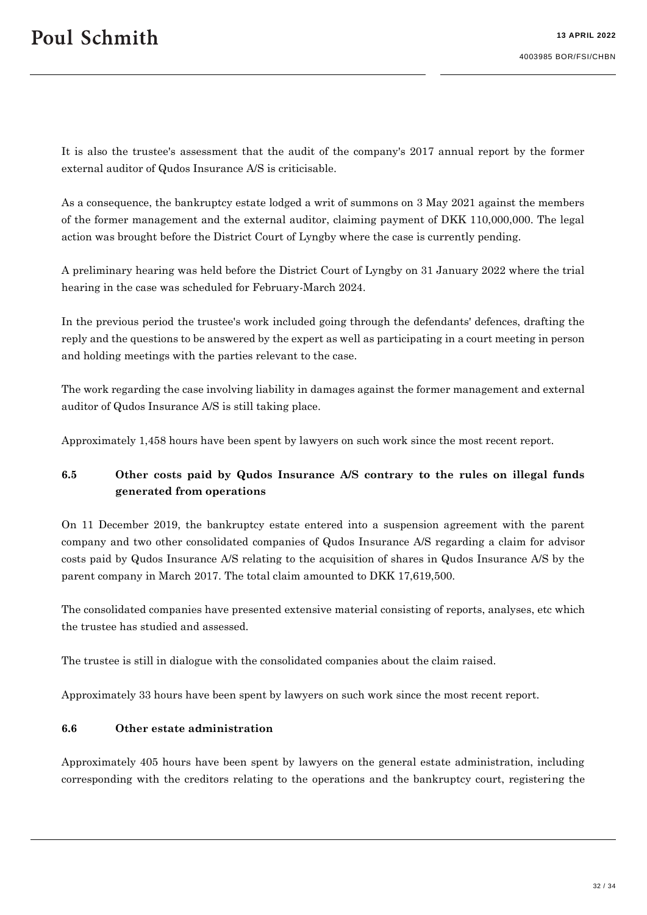It is also the trustee's assessment that the audit of the company's 2017 annual report by the former external auditor of Qudos Insurance A/S is criticisable.

As a consequence, the bankruptcy estate lodged a writ of summons on 3 May 2021 against the members of the former management and the external auditor, claiming payment of DKK 110,000,000. The legal action was brought before the District Court of Lyngby where the case is currently pending.

A preliminary hearing was held before the District Court of Lyngby on 31 January 2022 where the trial hearing in the case was scheduled for February-March 2024.

In the previous period the trustee's work included going through the defendants' defences, drafting the reply and the questions to be answered by the expert as well as participating in a court meeting in person and holding meetings with the parties relevant to the case.

The work regarding the case involving liability in damages against the former management and external auditor of Qudos Insurance A/S is still taking place.

Approximately 1,458 hours have been spent by lawyers on such work since the most recent report.

### 6.5 Other costs paid by Qudos Insurance A/S contrary to the rules on illegal funds generated from operations

On 11 December 2019, the bankruptcy estate entered into a suspension agreement with the parent company and two other consolidated companies of Qudos Insurance A/S regarding a claim for advisor costs paid by Qudos Insurance A/S relating to the acquisition of shares in Qudos Insurance A/S by the parent company in March 2017. The total claim amounted to DKK 17,619,500.

The consolidated companies have presented extensive material consisting of reports, analyses, etc which the trustee has studied and assessed.

The trustee is still in dialogue with the consolidated companies about the claim raised.

Approximately 33 hours have been spent by lawyers on such work since the most recent report.

### 6.6 Other estate administration

Approximately 405 hours have been spent by lawyers on the general estate administration, including corresponding with the creditors relating to the operations and the bankruptcy court, registering the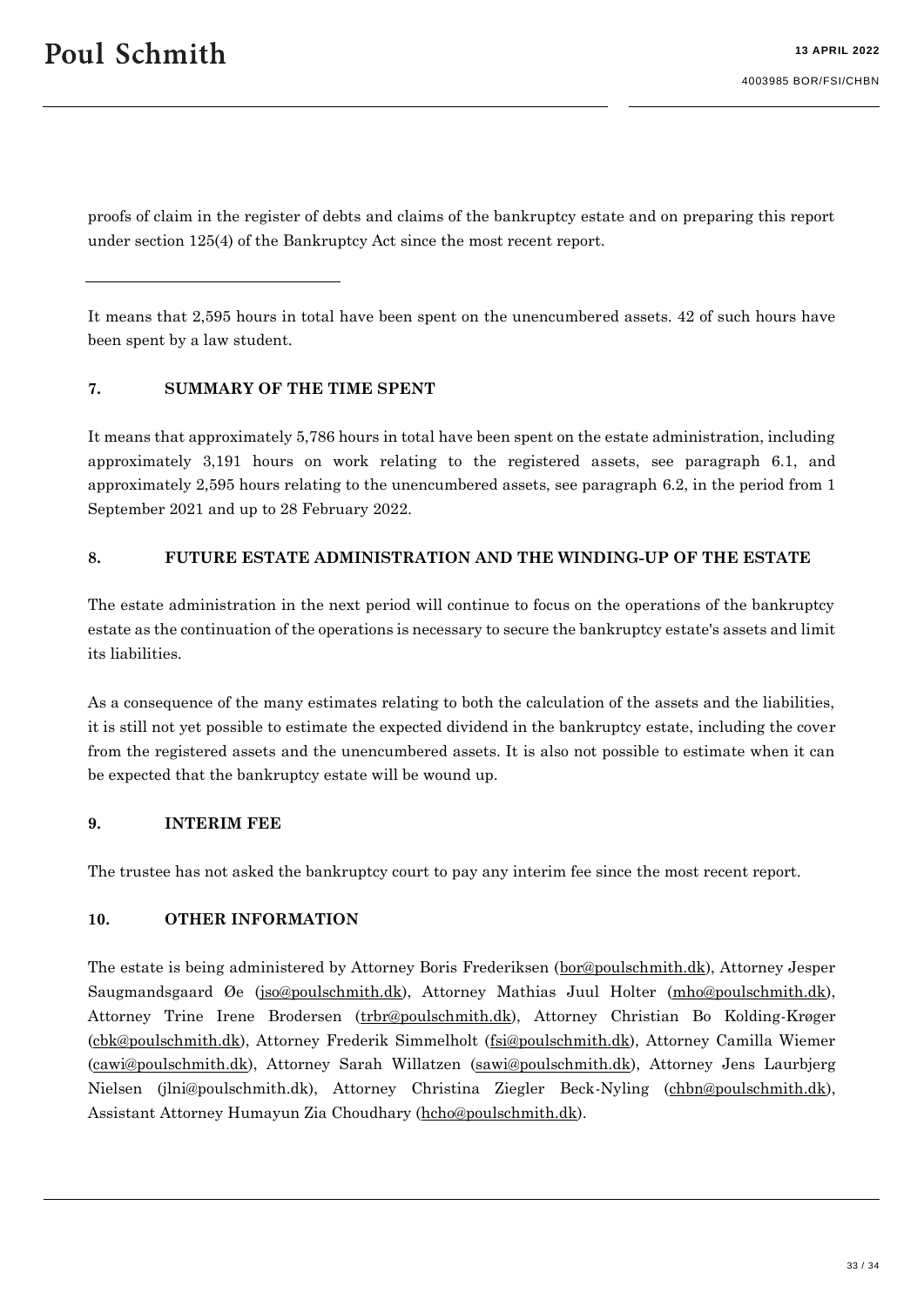proofs of claim in the register of debts and claims of the bankruptcy estate and on preparing this report under section 125(4) of the Bankruptcy Act since the most recent report.

---

It means that 2,595 hours in total have been spent on the unencumbered assets. 42 of such hours have been spent by a law student.

## 7. SUMMARY OF THE TIME SPENT

It means that approximately 5,786 hours in total have been spent on the estate administration, including approximately 3,191 hours on work relating to the registered assets, see paragraph 6.1, and approximately 2,595 hours relating to the unencumbered assets, see paragraph 6.2, in the period from 1 September 2021 and up to 28 February 2022.

## 8. FUTURE ESTATE ADMINISTRATION AND THE WINDING-UP OF THE ESTATE

The estate administration in the next period will continue to focus on the operations of the bankruptcy estate as the continuation of the operations is necessary to secure the bankruptcy estate's assets and limit its liabilities.

As a consequence of the many estimates relating to both the calculation of the assets and the liabilities, it is still not yet possible to estimate the expected dividend in the bankruptcy estate, including the cover from the registered assets and the unencumbered assets. It is also not possible to estimate when it can be expected that the bankruptcy estate will be wound up.

## 9. INTERIM FEE

The trustee has not asked the bankruptcy court to pay any interim fee since the most recent report.

## 10. OTHER INFORMATION

The estate is being administered by Attorney Boris Frederiksen (bor@poulschmith.dk), Attorney Jesper Saugmandsgaard Øe (jso@poulschmith.dk), Attorney Mathias Juul Holter (mho@poulschmith.dk), Attorney Trine Irene Brodersen (trbr@poulschmith.dk), Attorney Christian Bo Kolding-Krøger (cbk@poulschmith.dk), Attorney Frederik Simmelholt (fsi@poulschmith.dk), Attorney Camilla Wiemer (cawi@poulschmith.dk), Attorney Sarah Willatzen (sawi@poulschmith.dk), Attorney Jens Laurbjerg Nielsen (jlni@poulschmith.dk), Attorney Christina Ziegler Beck-Nyling (chbn@poulschmith.dk), Assistant Attorney Humayun Zia Choudhary (hcho@poulschmith.dk).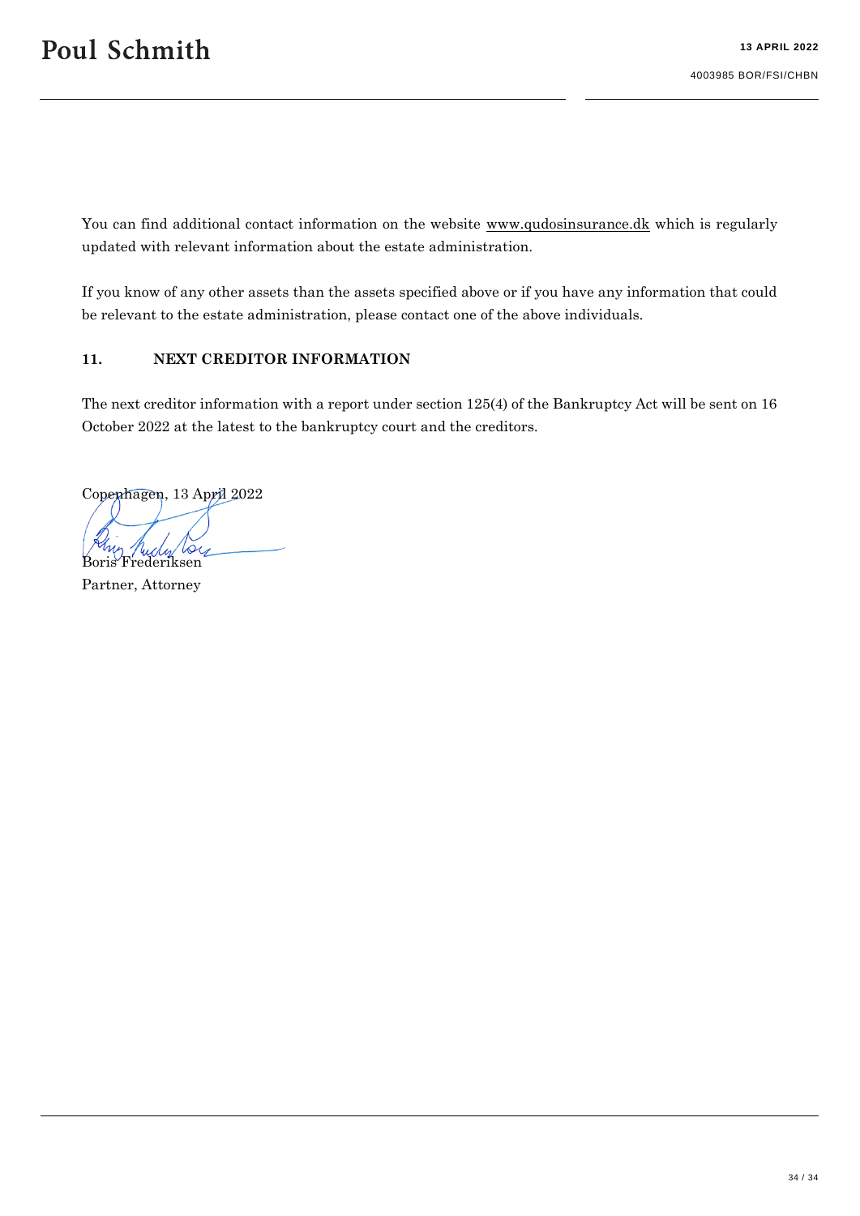You can find additional contact information on the website www.qudosinsurance.dk which is regularly updated with relevant information about the estate administration.

If you know of any other assets than the assets specified above or if you have any information that could be relevant to the estate administration, please contact one of the above individuals.

## 11. NEXT CREDITOR INFORMATION

The next creditor information with a report under section 125(4) of the Bankruptcy Act will be sent on 16 October 2022 at the latest to the bankruptcy court and the creditors.

Copenhagen, 13 April 2022

Boris Frederiksen
Partner, Attorney